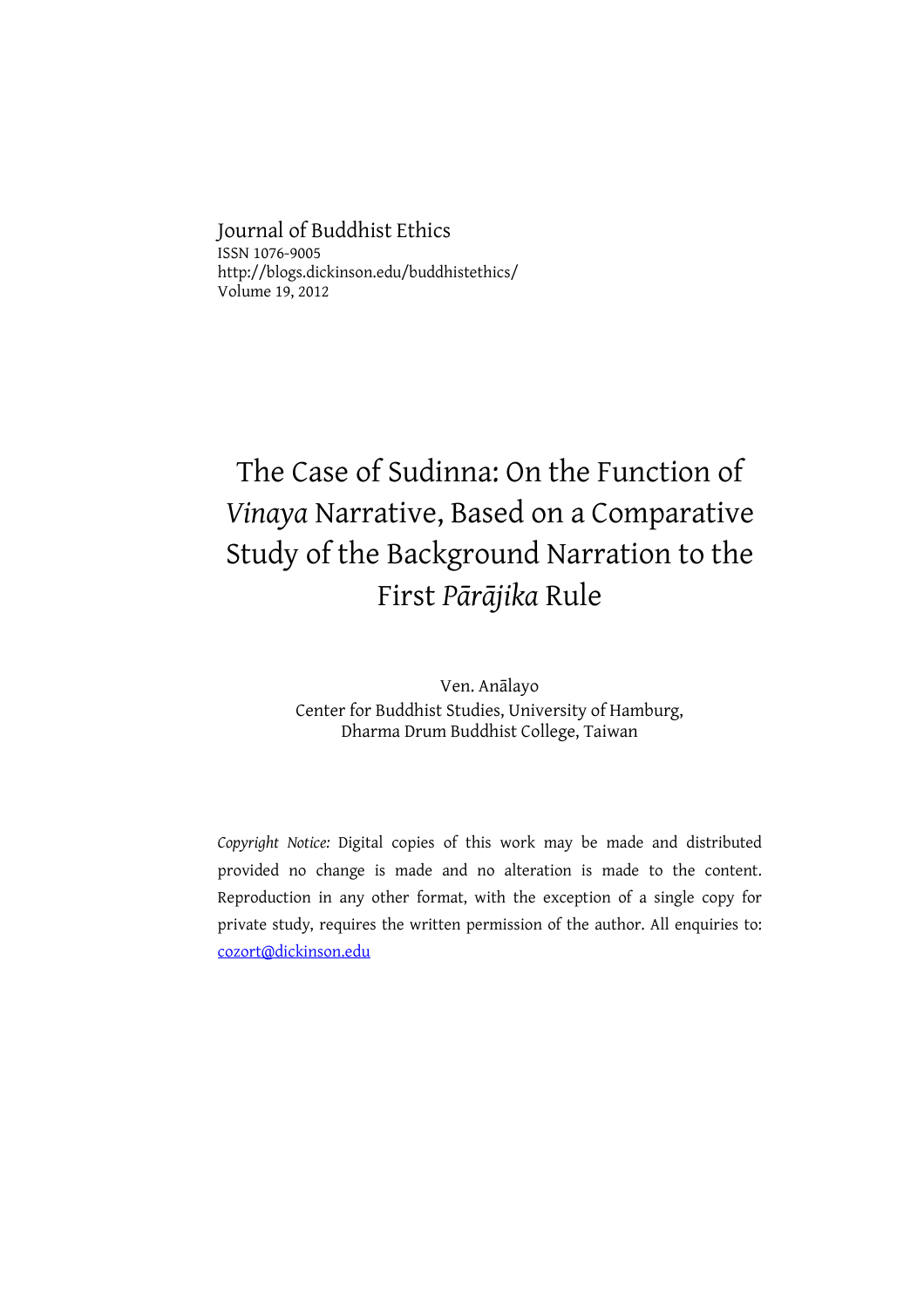Journal of Buddhist Ethics
ISSN 1076-9005
http://blogs.dickinson.edu/buddhistethics/
Volume 19, 2012

# The Case of Sudinna: On the Function of *Vinaya* Narrative, Based on a Comparative Study of the Background Narration to the First *Pārājika* Rule

Ven. Anālayo
Center for Buddhist Studies, University of Hamburg,
Dharma Drum Buddhist College, Taiwan

*Copyright Notice:* Digital copies of this work may be made and distributed provided no change is made and no alteration is made to the content. Reproduction in any other format, with the exception of a single copy for private study, requires the written permission of the author. All enquiries to: cozort@dickinson.edu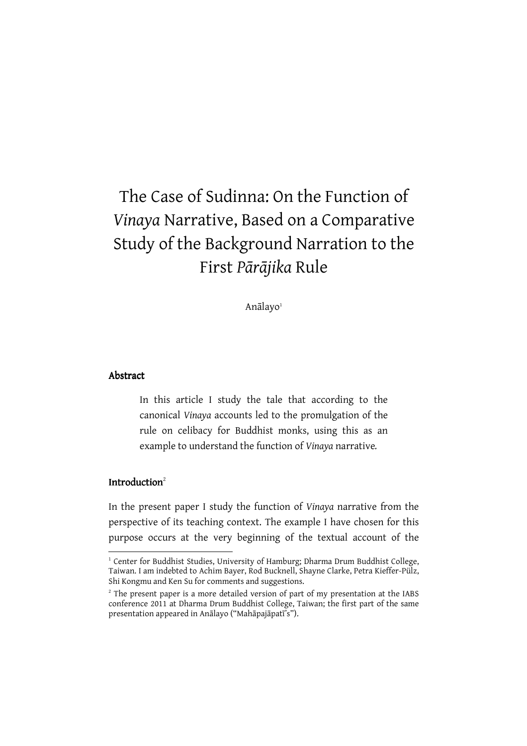# The Case of Sudinna: On the Function of *Vinaya* Narrative, Based on a Comparative Study of the Background Narration to the First *Pārājika* Rule

Anālayo[1]

## Abstract

In this article I study the tale that according to the canonical *Vinaya* accounts led to the promulgation of the rule on celibacy for Buddhist monks, using this as an example to understand the function of *Vinaya* narrative.

## Introduction[2]

In the present paper I study the function of *Vinaya* narrative from the perspective of its teaching context. The example I have chosen for this purpose occurs at the very beginning of the textual account of the

---

[1] Center for Buddhist Studies, University of Hamburg; Dharma Drum Buddhist College, Taiwan. I am indebted to Achim Bayer, Rod Bucknell, Shayne Clarke, Petra Kieffer-Pülz, Shi Kongmu and Ken Su for comments and suggestions.

[2] The present paper is a more detailed version of part of my presentation at the IABS conference 2011 at Dharma Drum Buddhist College, Taiwan; the first part of the same presentation appeared in Anālayo ("Mahāpajāpatī's").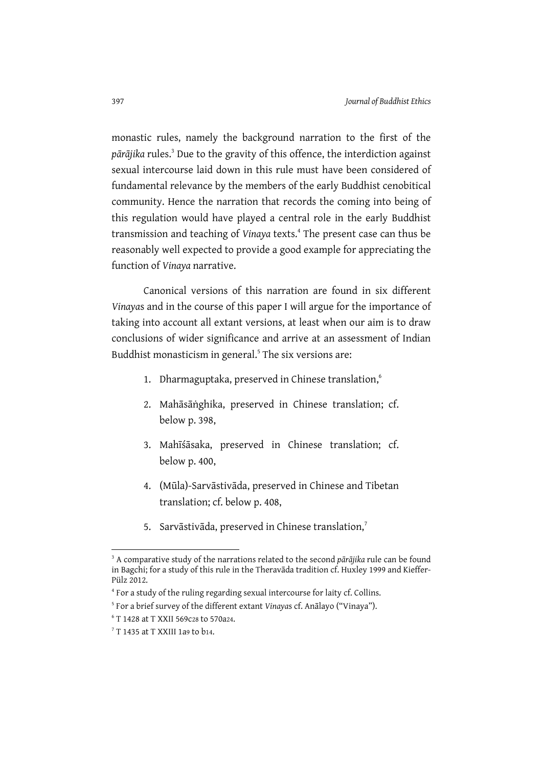monastic rules, namely the background narration to the first of the *pārājika* rules.[3] Due to the gravity of this offence, the interdiction against sexual intercourse laid down in this rule must have been considered of fundamental relevance by the members of the early Buddhist cenobitical community. Hence the narration that records the coming into being of this regulation would have played a central role in the early Buddhist transmission and teaching of *Vinaya* texts.[4] The present case can thus be reasonably well expected to provide a good example for appreciating the function of *Vinaya* narrative.

Canonical versions of this narration are found in six different *Vinaya*s and in the course of this paper I will argue for the importance of taking into account all extant versions, at least when our aim is to draw conclusions of wider significance and arrive at an assessment of Indian Buddhist monasticism in general.[5] The six versions are:

1. Dharmaguptaka, preserved in Chinese translation,[6]
2. Mahāsāṅghika, preserved in Chinese translation; cf. below p. 398,
3. Mahīśāsaka, preserved in Chinese translation; cf. below p. 400,
4. (Mūla)-Sarvāstivāda, preserved in Chinese and Tibetan translation; cf. below p. 408,
5. Sarvāstivāda, preserved in Chinese translation,[7]

---

[3] A comparative study of the narrations related to the second *pārājika* rule can be found in Bagchi; for a study of this rule in the Theravāda tradition cf. Huxley 1999 and Kieffer-Pülz 2012.

[4] For a study of the ruling regarding sexual intercourse for laity cf. Collins.

[5] For a brief survey of the different extant *Vinaya*s cf. Anālayo ("Vinaya").

[6] T 1428 at T XXII 569c28 to 570a24.

[7] T 1435 at T XXIII 1a9 to b14.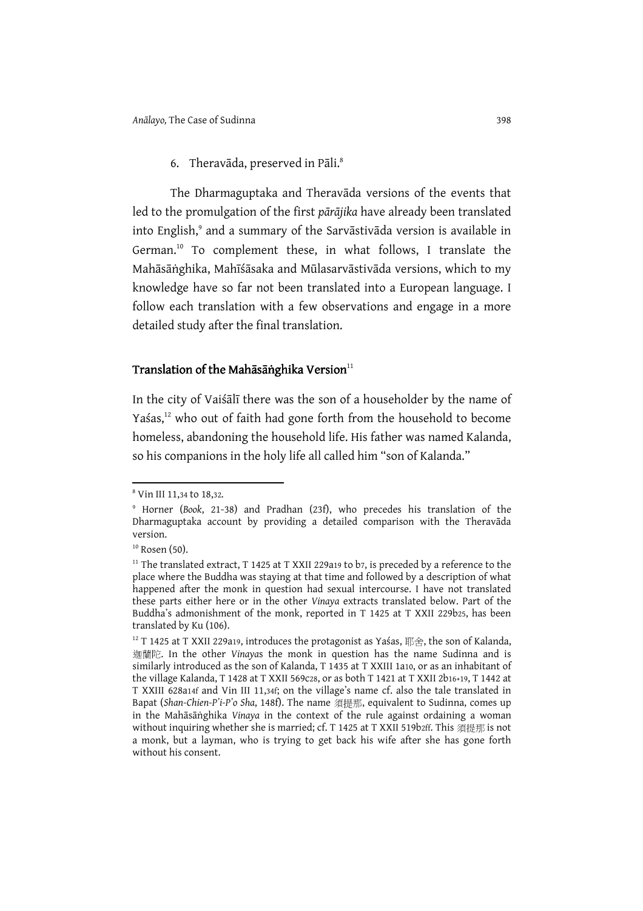6. Theravāda, preserved in Pāli.[8]

The Dharmaguptaka and Theravāda versions of the events that led to the promulgation of the first *pārājika* have already been translated into English,[9] and a summary of the Sarvāstivāda version is available in German.[10] To complement these, in what follows, I translate the Mahāsāṅghika, Mahīśāsaka and Mūlasarvāstivāda versions, which to my knowledge have so far not been translated into a European language. I follow each translation with a few observations and engage in a more detailed study after the final translation.

## Translation of the Mahāsāṅghika Version[11]

In the city of Vaiśālī there was the son of a householder by the name of Yaśas,[12] who out of faith had gone forth from the household to become homeless, abandoning the household life. His father was named Kalanda, so his companions in the holy life all called him "son of Kalanda."

---

[8] Vin III 11,34 to 18,32.

[9] Horner (*Book*, 21-38) and Pradhan (23f), who precedes his translation of the Dharmaguptaka account by providing a detailed comparison with the Theravāda version.

[10] Rosen (50).

[11] The translated extract, T 1425 at T XXII 229a19 to b7, is preceded by a reference to the place where the Buddha was staying at that time and followed by a description of what happened after the monk in question had sexual intercourse. I have not translated these parts either here or in the other *Vinaya* extracts translated below. Part of the Buddha's admonishment of the monk, reported in T 1425 at T XXII 229b25, has been translated by Ku (106).

[12] T 1425 at T XXII 229a19, introduces the protagonist as Yaśas, 耶舍, the son of Kalanda, 迦蘭陀. In the other *Vinaya*s the monk in question has the name Sudinna and is similarly introduced as the son of Kalanda, T 1435 at T XXIII 1a10, or as an inhabitant of the village Kalanda, T 1428 at T XXII 569c28, or as both T 1421 at T XXII 2b16+19, T 1442 at T XXIII 628a14f and Vin III 11,34f; on the village's name cf. also the tale translated in Bapat (*Shan-Chien-P'i-P'o Sha*, 148f). The name 須提那, equivalent to Sudinna, comes up in the Mahāsāṅghika *Vinaya* in the context of the rule against ordaining a woman without inquiring whether she is married; cf. T 1425 at T XXII 519b2ff. This 須提那 is not a monk, but a layman, who is trying to get back his wife after she has gone forth without his consent.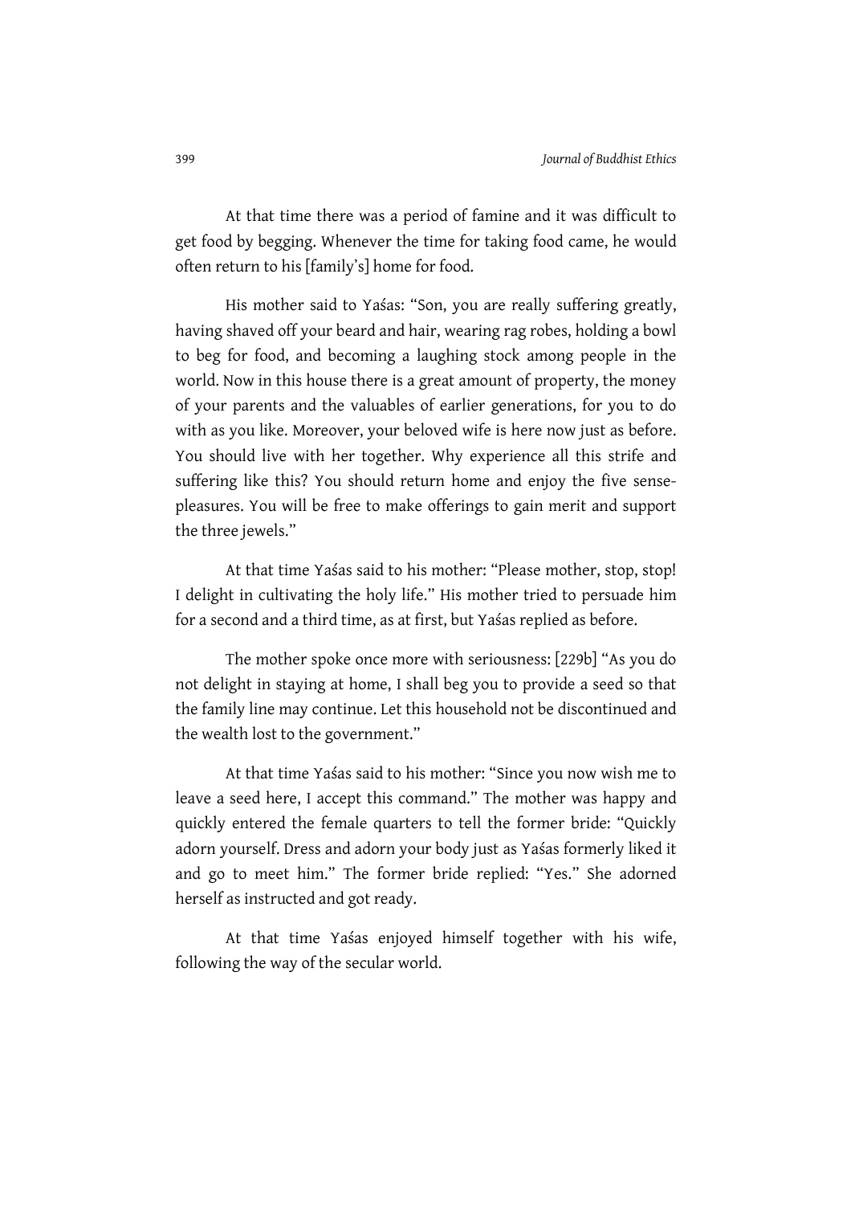At that time there was a period of famine and it was difficult to get food by begging. Whenever the time for taking food came, he would often return to his [family's] home for food.

His mother said to Yaśas: "Son, you are really suffering greatly, having shaved off your beard and hair, wearing rag robes, holding a bowl to beg for food, and becoming a laughing stock among people in the world. Now in this house there is a great amount of property, the money of your parents and the valuables of earlier generations, for you to do with as you like. Moreover, your beloved wife is here now just as before. You should live with her together. Why experience all this strife and suffering like this? You should return home and enjoy the five sense-pleasures. You will be free to make offerings to gain merit and support the three jewels."

At that time Yaśas said to his mother: "Please mother, stop, stop! I delight in cultivating the holy life." His mother tried to persuade him for a second and a third time, as at first, but Yaśas replied as before.

The mother spoke once more with seriousness: [229b] "As you do not delight in staying at home, I shall beg you to provide a seed so that the family line may continue. Let this household not be discontinued and the wealth lost to the government."

At that time Yaśas said to his mother: "Since you now wish me to leave a seed here, I accept this command." The mother was happy and quickly entered the female quarters to tell the former bride: "Quickly adorn yourself. Dress and adorn your body just as Yaśas formerly liked it and go to meet him." The former bride replied: "Yes." She adorned herself as instructed and got ready.

At that time Yaśas enjoyed himself together with his wife, following the way of the secular world.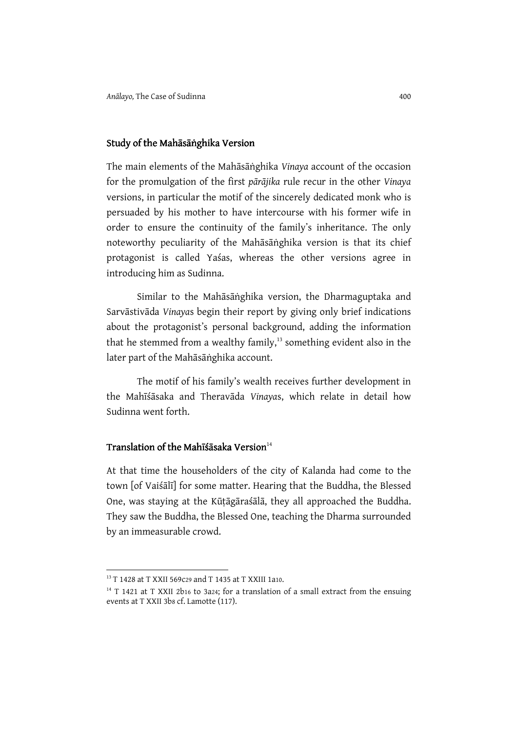## Study of the Mahāsāṅghika Version

The main elements of the Mahāsāṅghika *Vinaya* account of the occasion for the promulgation of the first *pārājika* rule recur in the other *Vinaya* versions, in particular the motif of the sincerely dedicated monk who is persuaded by his mother to have intercourse with his former wife in order to ensure the continuity of the family's inheritance. The only noteworthy peculiarity of the Mahāsāṅghika version is that its chief protagonist is called Yaśas, whereas the other versions agree in introducing him as Sudinna.

Similar to the Mahāsāṅghika version, the Dharmaguptaka and Sarvāstivāda *Vinaya*s begin their report by giving only brief indications about the protagonist's personal background, adding the information that he stemmed from a wealthy family,[13] something evident also in the later part of the Mahāsāṅghika account.

The motif of his family's wealth receives further development in the Mahīśāsaka and Theravāda *Vinaya*s, which relate in detail how Sudinna went forth.

## Translation of the Mahīśāsaka Version[14]

At that time the householders of the city of Kalanda had come to the town [of Vaiśālī] for some matter. Hearing that the Buddha, the Blessed One, was staying at the Kūṭāgāraśālā, they all approached the Buddha. They saw the Buddha, the Blessed One, teaching the Dharma surrounded by an immeasurable crowd.

---

[13] T 1428 at T XXII 569c29 and T 1435 at T XXIII 1a10.

[14] T 1421 at T XXII 2b16 to 3a24; for a translation of a small extract from the ensuing events at T XXII 3b8 cf. Lamotte (117).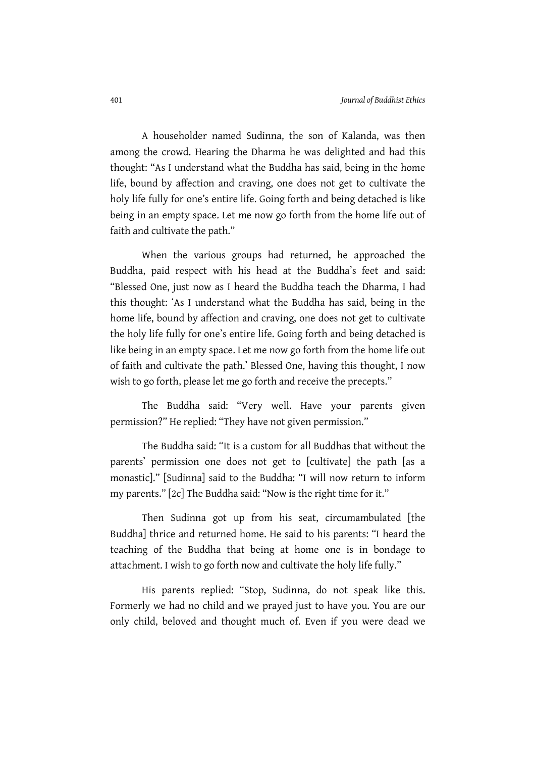A householder named Sudinna, the son of Kalanda, was then among the crowd. Hearing the Dharma he was delighted and had this thought: "As I understand what the Buddha has said, being in the home life, bound by affection and craving, one does not get to cultivate the holy life fully for one's entire life. Going forth and being detached is like being in an empty space. Let me now go forth from the home life out of faith and cultivate the path."

When the various groups had returned, he approached the Buddha, paid respect with his head at the Buddha's feet and said: "Blessed One, just now as I heard the Buddha teach the Dharma, I had this thought: 'As I understand what the Buddha has said, being in the home life, bound by affection and craving, one does not get to cultivate the holy life fully for one's entire life. Going forth and being detached is like being in an empty space. Let me now go forth from the home life out of faith and cultivate the path.' Blessed One, having this thought, I now wish to go forth, please let me go forth and receive the precepts."

The Buddha said: "Very well. Have your parents given permission?" He replied: "They have not given permission."

The Buddha said: "It is a custom for all Buddhas that without the parents' permission one does not get to [cultivate] the path [as a monastic]." [Sudinna] said to the Buddha: "I will now return to inform my parents." [2c] The Buddha said: "Now is the right time for it."

Then Sudinna got up from his seat, circumambulated [the Buddha] thrice and returned home. He said to his parents: "I heard the teaching of the Buddha that being at home one is in bondage to attachment. I wish to go forth now and cultivate the holy life fully."

His parents replied: "Stop, Sudinna, do not speak like this. Formerly we had no child and we prayed just to have you. You are our only child, beloved and thought much of. Even if you were dead we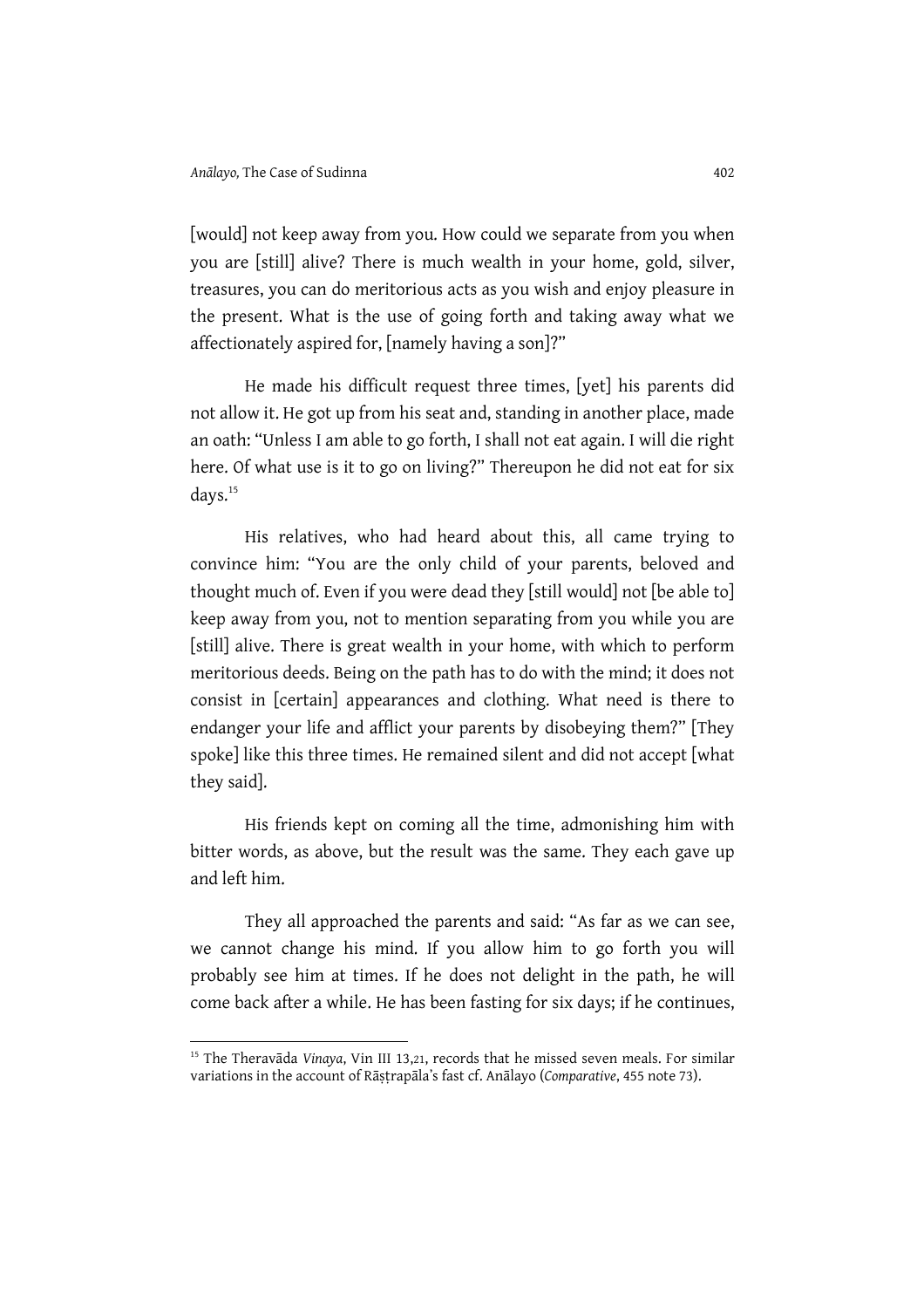[would] not keep away from you. How could we separate from you when you are [still] alive? There is much wealth in your home, gold, silver, treasures, you can do meritorious acts as you wish and enjoy pleasure in the present. What is the use of going forth and taking away what we affectionately aspired for, [namely having a son]?"

He made his difficult request three times, [yet] his parents did not allow it. He got up from his seat and, standing in another place, made an oath: "Unless I am able to go forth, I shall not eat again. I will die right here. Of what use is it to go on living?" Thereupon he did not eat for six days.[15]

His relatives, who had heard about this, all came trying to convince him: "You are the only child of your parents, beloved and thought much of. Even if you were dead they [still would] not [be able to] keep away from you, not to mention separating from you while you are [still] alive. There is great wealth in your home, with which to perform meritorious deeds. Being on the path has to do with the mind; it does not consist in [certain] appearances and clothing. What need is there to endanger your life and afflict your parents by disobeying them?" [They spoke] like this three times. He remained silent and did not accept [what they said].

His friends kept on coming all the time, admonishing him with bitter words, as above, but the result was the same. They each gave up and left him.

They all approached the parents and said: "As far as we can see, we cannot change his mind. If you allow him to go forth you will probably see him at times. If he does not delight in the path, he will come back after a while. He has been fasting for six days; if he continues,

---

[15] The Theravāda *Vinaya*, Vin III 13,21, records that he missed seven meals. For similar variations in the account of Rāṣṭrapāla's fast cf. Anālayo (*Comparative*, 455 note 73).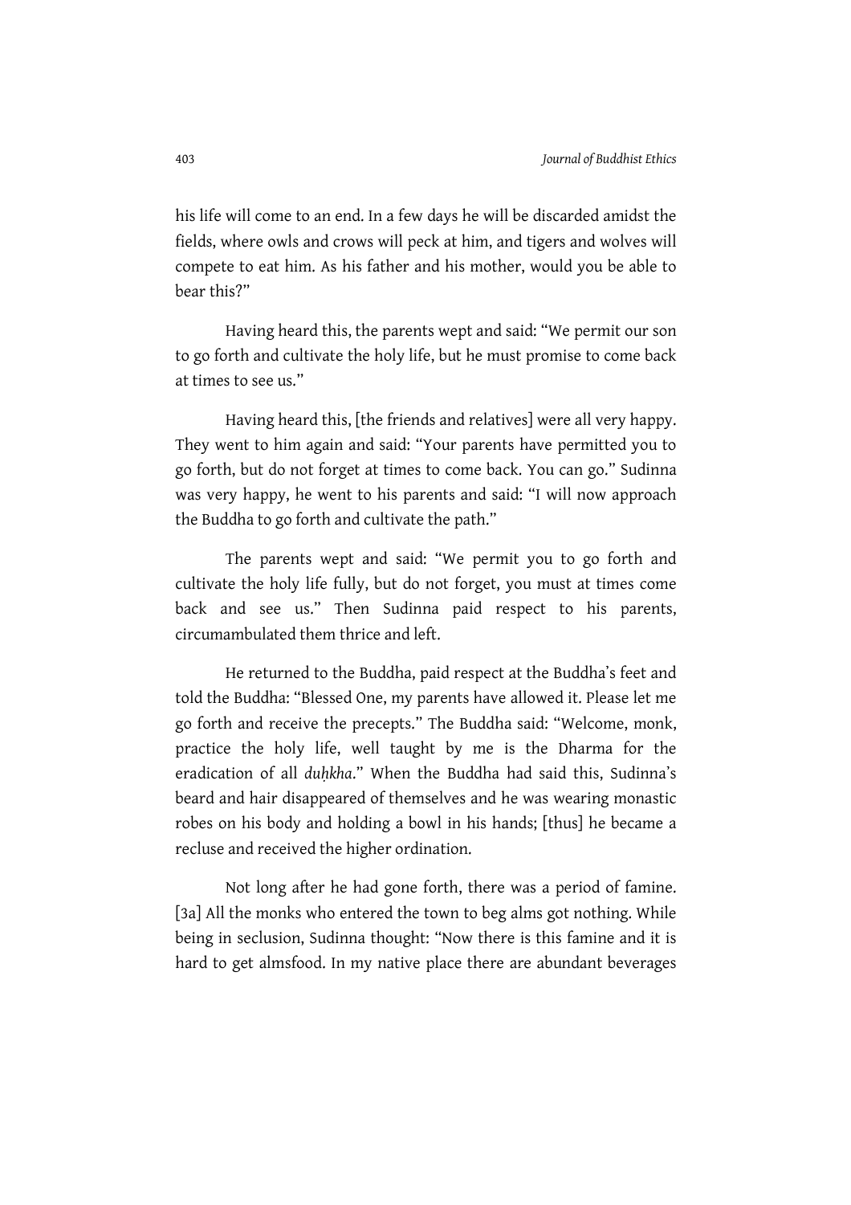his life will come to an end. In a few days he will be discarded amidst the fields, where owls and crows will peck at him, and tigers and wolves will compete to eat him. As his father and his mother, would you be able to bear this?"

Having heard this, the parents wept and said: "We permit our son to go forth and cultivate the holy life, but he must promise to come back at times to see us."

Having heard this, [the friends and relatives] were all very happy. They went to him again and said: "Your parents have permitted you to go forth, but do not forget at times to come back. You can go." Sudinna was very happy, he went to his parents and said: "I will now approach the Buddha to go forth and cultivate the path."

The parents wept and said: "We permit you to go forth and cultivate the holy life fully, but do not forget, you must at times come back and see us." Then Sudinna paid respect to his parents, circumambulated them thrice and left.

He returned to the Buddha, paid respect at the Buddha's feet and told the Buddha: "Blessed One, my parents have allowed it. Please let me go forth and receive the precepts." The Buddha said: "Welcome, monk, practice the holy life, well taught by me is the Dharma for the eradication of all *duḥkha*." When the Buddha had said this, Sudinna's beard and hair disappeared of themselves and he was wearing monastic robes on his body and holding a bowl in his hands; [thus] he became a recluse and received the higher ordination.

Not long after he had gone forth, there was a period of famine. [3a] All the monks who entered the town to beg alms got nothing. While being in seclusion, Sudinna thought: "Now there is this famine and it is hard to get almsfood. In my native place there are abundant beverages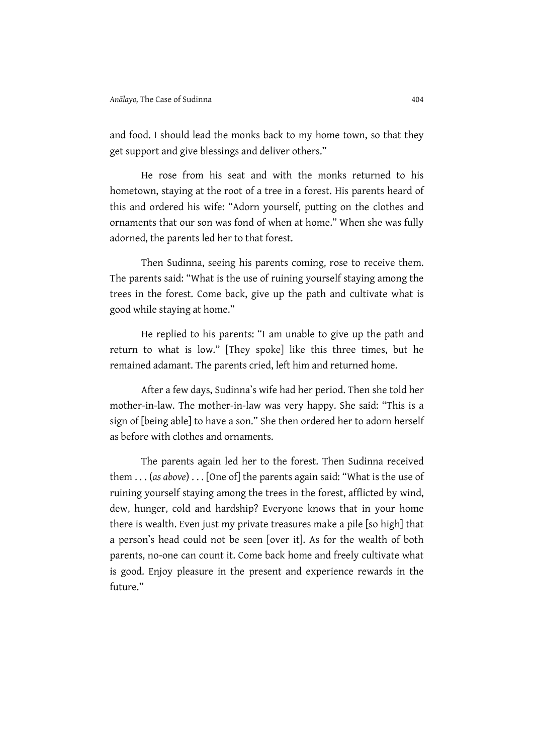and food. I should lead the monks back to my home town, so that they get support and give blessings and deliver others."

He rose from his seat and with the monks returned to his hometown, staying at the root of a tree in a forest. His parents heard of this and ordered his wife: "Adorn yourself, putting on the clothes and ornaments that our son was fond of when at home." When she was fully adorned, the parents led her to that forest.

Then Sudinna, seeing his parents coming, rose to receive them. The parents said: "What is the use of ruining yourself staying among the trees in the forest. Come back, give up the path and cultivate what is good while staying at home."

He replied to his parents: "I am unable to give up the path and return to what is low." [They spoke] like this three times, but he remained adamant. The parents cried, left him and returned home.

After a few days, Sudinna's wife had her period. Then she told her mother-in-law. The mother-in-law was very happy. She said: "This is a sign of [being able] to have a son." She then ordered her to adorn herself as before with clothes and ornaments.

The parents again led her to the forest. Then Sudinna received them . . . (*as above*) . . . [One of] the parents again said: "What is the use of ruining yourself staying among the trees in the forest, afflicted by wind, dew, hunger, cold and hardship? Everyone knows that in your home there is wealth. Even just my private treasures make a pile [so high] that a person's head could not be seen [over it]. As for the wealth of both parents, no-one can count it. Come back home and freely cultivate what is good. Enjoy pleasure in the present and experience rewards in the future."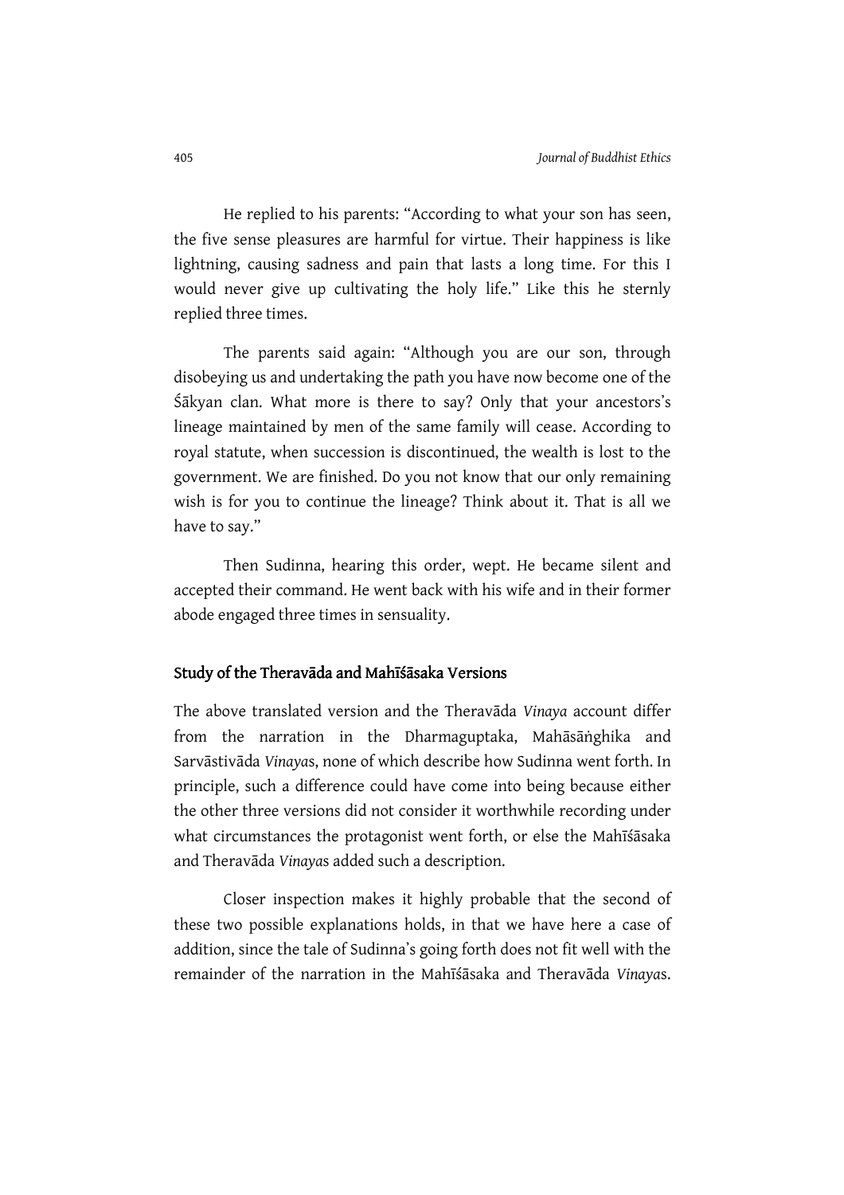He replied to his parents: "According to what your son has seen, the five sense pleasures are harmful for virtue. Their happiness is like lightning, causing sadness and pain that lasts a long time. For this I would never give up cultivating the holy life." Like this he sternly replied three times.

The parents said again: "Although you are our son, through disobeying us and undertaking the path you have now become one of the Śākyan clan. What more is there to say? Only that your ancestors's lineage maintained by men of the same family will cease. According to royal statute, when succession is discontinued, the wealth is lost to the government. We are finished. Do you not know that our only remaining wish is for you to continue the lineage? Think about it. That is all we have to say."

Then Sudinna, hearing this order, wept. He became silent and accepted their command. He went back with his wife and in their former abode engaged three times in sensuality.

## Study of the Theravāda and Mahīśāsaka Versions

The above translated version and the Theravāda *Vinaya* account differ from the narration in the Dharmaguptaka, Mahāsāṅghika and Sarvāstivāda *Vinaya*s, none of which describe how Sudinna went forth. In principle, such a difference could have come into being because either the other three versions did not consider it worthwhile recording under what circumstances the protagonist went forth, or else the Mahīśāsaka and Theravāda *Vinaya*s added such a description.

Closer inspection makes it highly probable that the second of these two possible explanations holds, in that we have here a case of addition, since the tale of Sudinna's going forth does not fit well with the remainder of the narration in the Mahīśāsaka and Theravāda *Vinaya*s.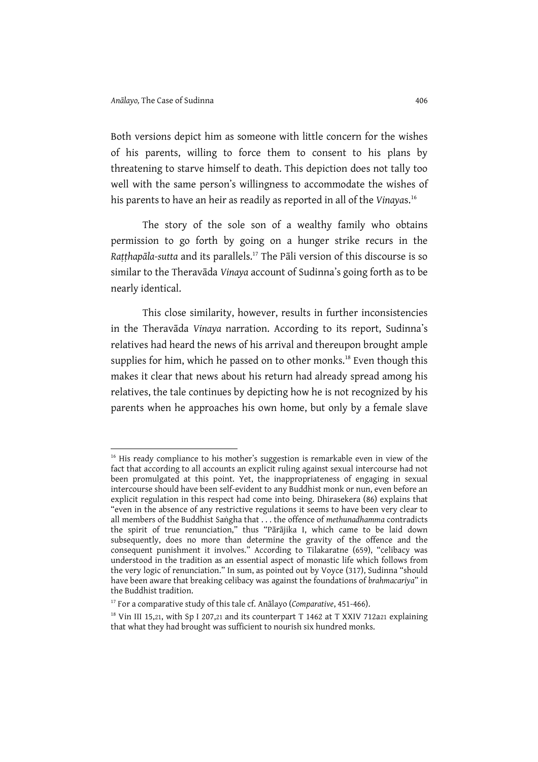Both versions depict him as someone with little concern for the wishes of his parents, willing to force them to consent to his plans by threatening to starve himself to death. This depiction does not tally too well with the same person's willingness to accommodate the wishes of his parents to have an heir as readily as reported in all of the *Vinayas*.[16]

The story of the sole son of a wealthy family who obtains permission to go forth by going on a hunger strike recurs in the *Raṭṭhapāla-sutta* and its parallels.[17] The Pāli version of this discourse is so similar to the Theravāda *Vinaya* account of Sudinna's going forth as to be nearly identical.

This close similarity, however, results in further inconsistencies in the Theravāda *Vinaya* narration. According to its report, Sudinna's relatives had heard the news of his arrival and thereupon brought ample supplies for him, which he passed on to other monks.[18] Even though this makes it clear that news about his return had already spread among his relatives, the tale continues by depicting how he is not recognized by his parents when he approaches his own home, but only by a female slave

---

[16] His ready compliance to his mother's suggestion is remarkable even in view of the fact that according to all accounts an explicit ruling against sexual intercourse had not been promulgated at this point. Yet, the inappropriateness of engaging in sexual intercourse should have been self-evident to any Buddhist monk or nun, even before an explicit regulation in this respect had come into being. Dhirasekera (86) explains that "even in the absence of any restrictive regulations it seems to have been very clear to all members of the Buddhist Saṅgha that . . . the offence of *methunadhamma* contradicts the spirit of true renunciation," thus "Pārājika I, which came to be laid down subsequently, does no more than determine the gravity of the offence and the consequent punishment it involves." According to Tilakaratne (659), "celibacy was understood in the tradition as an essential aspect of monastic life which follows from the very logic of renunciation." In sum, as pointed out by Voyce (317), Sudinna "should have been aware that breaking celibacy was against the foundations of *brahmacariya*" in the Buddhist tradition.

[17] For a comparative study of this tale cf. Anālayo (*Comparative*, 451-466).

[18] Vin III 15,21, with Sp I 207,21 and its counterpart T 1462 at T XXIV 712a21 explaining that what they had brought was sufficient to nourish six hundred monks.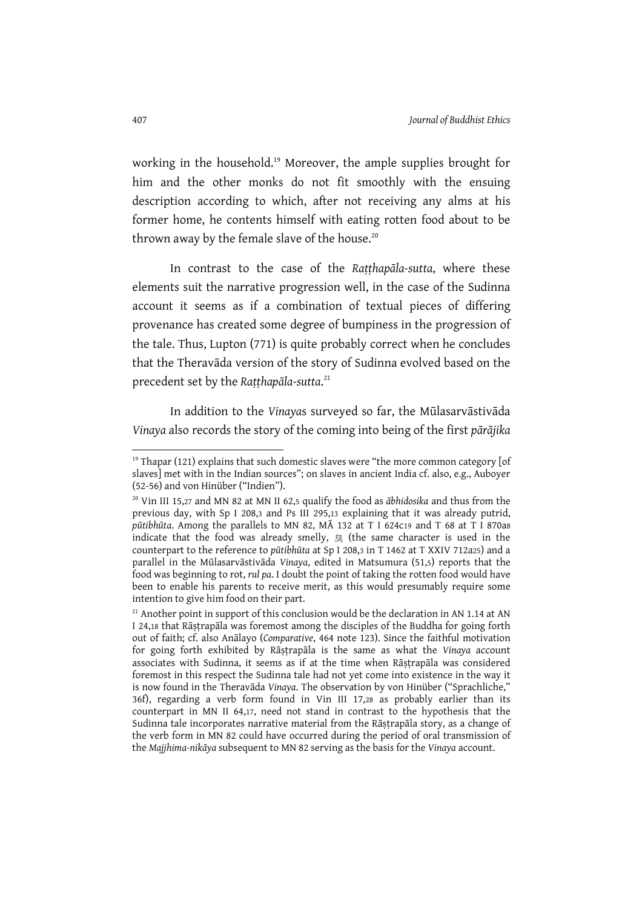working in the household.[19] Moreover, the ample supplies brought for him and the other monks do not fit smoothly with the ensuing description according to which, after not receiving any alms at his former home, he contents himself with eating rotten food about to be thrown away by the female slave of the house.[20]

In contrast to the case of the *Raṭṭhapāla-sutta*, where these elements suit the narrative progression well, in the case of the Sudinna account it seems as if a combination of textual pieces of differing provenance has created some degree of bumpiness in the progression of the tale. Thus, Lupton (771) is quite probably correct when he concludes that the Theravāda version of the story of Sudinna evolved based on the precedent set by the *Raṭṭhapāla-sutta*.[21]

In addition to the *Vinaya*s surveyed so far, the Mūlasarvāstivāda *Vinaya* also records the story of the coming into being of the first *pārājika*

---

[19] Thapar (121) explains that such domestic slaves were "the more common category [of slaves] met with in the Indian sources"; on slaves in ancient India cf. also, e.g., Auboyer (52-56) and von Hinüber ("Indien").

[20] Vin III 15,27 and MN 82 at MN II 62,5 qualify the food as *ābhidosika* and thus from the previous day, with Sp I 208,3 and Ps III 295,13 explaining that it was already putrid, *pūtibhūta*. Among the parallels to MN 82, MĀ 132 at T I 624c19 and T 68 at T I 870a8 indicate that the food was already smelly, 臭 (the same character is used in the counterpart to the reference to *pūtibhūta* at Sp I 208,3 in T 1462 at T XXIV 712a25) and a parallel in the Mūlasarvāstivāda *Vinaya*, edited in Matsumura (51,5) reports that the food was beginning to rot, *rul pa*. I doubt the point of taking the rotten food would have been to enable his parents to receive merit, as this would presumably require some intention to give him food on their part.

[21] Another point in support of this conclusion would be the declaration in AN 1.14 at AN I 24,18 that Rāṣṭrapāla was foremost among the disciples of the Buddha for going forth out of faith; cf. also Anālayo (*Comparative*, 464 note 123). Since the faithful motivation for going forth exhibited by Rāṣṭrapāla is the same as what the *Vinaya* account associates with Sudinna, it seems as if at the time when Rāṣṭrapāla was considered foremost in this respect the Sudinna tale had not yet come into existence in the way it is now found in the Theravāda *Vinaya*. The observation by von Hinüber ("Sprachliche," 36f), regarding a verb form found in Vin III 17,28 as probably earlier than its counterpart in MN II 64,17, need not stand in contrast to the hypothesis that the Sudinna tale incorporates narrative material from the Rāṣṭrapāla story, as a change of the verb form in MN 82 could have occurred during the period of oral transmission of the *Majjhima-nikāya* subsequent to MN 82 serving as the basis for the *Vinaya* account.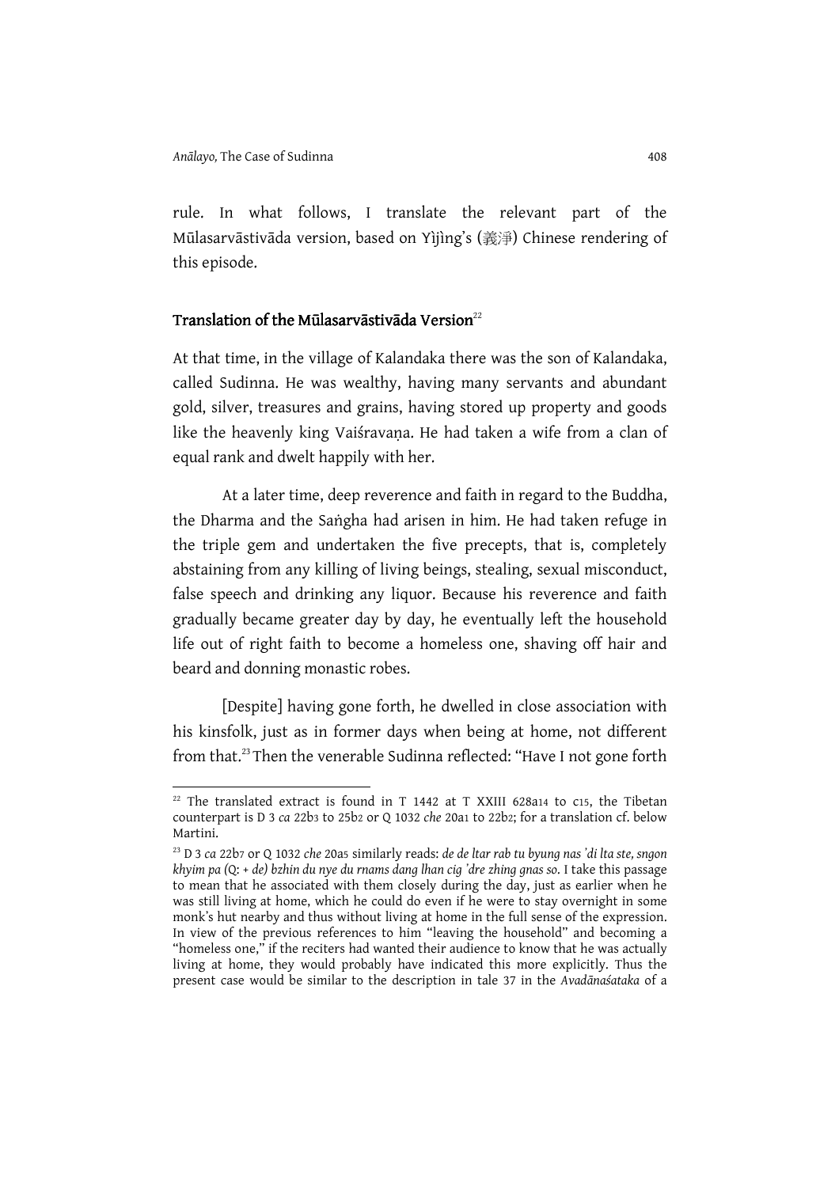rule. In what follows, I translate the relevant part of the Mūlasarvāstivāda version, based on Yìjìng's (義淨) Chinese rendering of this episode.

## Translation of the Mūlasarvāstivāda Version[22]

At that time, in the village of Kalandaka there was the son of Kalandaka, called Sudinna. He was wealthy, having many servants and abundant gold, silver, treasures and grains, having stored up property and goods like the heavenly king Vaiśravaṇa. He had taken a wife from a clan of equal rank and dwelt happily with her.

At a later time, deep reverence and faith in regard to the Buddha, the Dharma and the Saṅgha had arisen in him. He had taken refuge in the triple gem and undertaken the five precepts, that is, completely abstaining from any killing of living beings, stealing, sexual misconduct, false speech and drinking any liquor. Because his reverence and faith gradually became greater day by day, he eventually left the household life out of right faith to become a homeless one, shaving off hair and beard and donning monastic robes.

[Despite] having gone forth, he dwelled in close association with his kinsfolk, just as in former days when being at home, not different from that.[23] Then the venerable Sudinna reflected: "Have I not gone forth

---

[22] The translated extract is found in T 1442 at T XXIII 628a14 to c15, the Tibetan counterpart is D 3 *ca* 22b3 to 25b2 or Q 1032 *che* 20a1 to 22b2; for a translation cf. below Martini.

[23] D 3 *ca* 22b7 or Q 1032 *che* 20a5 similarly reads: *de de ltar rab tu byung nas 'di lta ste, sngon khyim pa* (Q: + *de) bzhin du nye du rnams dang lhan cig 'dre zhing gnas so*. I take this passage to mean that he associated with them closely during the day, just as earlier when he was still living at home, which he could do even if he were to stay overnight in some monk's hut nearby and thus without living at home in the full sense of the expression. In view of the previous references to him "leaving the household" and becoming a "homeless one," if the reciters had wanted their audience to know that he was actually living at home, they would probably have indicated this more explicitly. Thus the present case would be similar to the description in tale 37 in the *Avadānaśataka* of a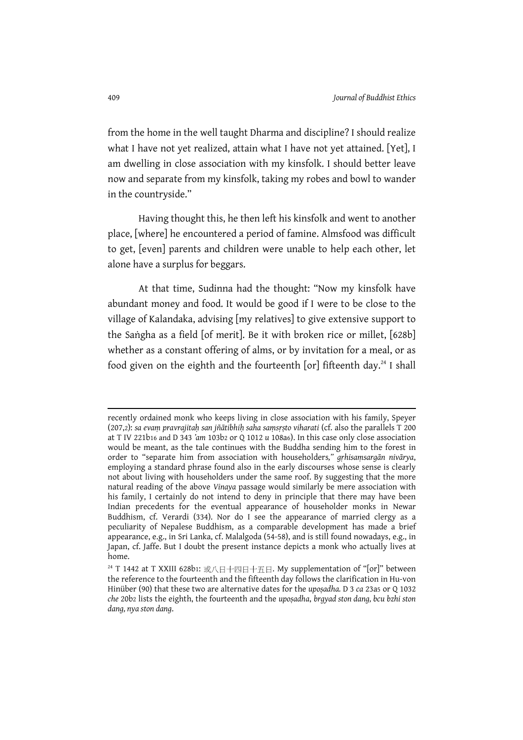from the home in the well taught Dharma and discipline? I should realize what I have not yet realized, attain what I have not yet attained. [Yet], I am dwelling in close association with my kinsfolk. I should better leave now and separate from my kinsfolk, taking my robes and bowl to wander in the countryside."

Having thought this, he then left his kinsfolk and went to another place, [where] he encountered a period of famine. Almsfood was difficult to get, [even] parents and children were unable to help each other, let alone have a surplus for beggars.

At that time, Sudinna had the thought: "Now my kinsfolk have abundant money and food. It would be good if I were to be close to the village of Kalandaka, advising [my relatives] to give extensive support to the Saṅgha as a field [of merit]. Be it with broken rice or millet, [628b] whether as a constant offering of alms, or by invitation for a meal, or as food given on the eighth and the fourteenth [or] fifteenth day.[24] I shall

---

recently ordained monk who keeps living in close association with his family, Speyer (207,2): *sa evaṃ pravrajitaḥ san jñātibhiḥ saha saṃsṛṣṭo viharati* (cf. also the parallels T 200 at T IV 221b16 and D 343 *'am* 103b2 or Q 1012 *u* 108a6). In this case only close association would be meant, as the tale continues with the Buddha sending him to the forest in order to "separate him from association with householders," *gṛhisaṃsargān nivārya*, employing a standard phrase found also in the early discourses whose sense is clearly not about living with householders under the same roof. By suggesting that the more natural reading of the above *Vinaya* passage would similarly be mere association with his family, I certainly do not intend to deny in principle that there may have been Indian precedents for the eventual appearance of householder monks in Newar Buddhism, cf. Verardi (334). Nor do I see the appearance of married clergy as a peculiarity of Nepalese Buddhism, as a comparable development has made a brief appearance, e.g., in Sri Lanka, cf. Malalgoda (54-58), and is still found nowadays, e.g., in Japan, cf. Jaffe. But I doubt the present instance depicts a monk who actually lives at home.

[24] T 1442 at T XXIII 628b1: 或八日十四日十五日. My supplementation of "[or]" between the reference to the fourteenth and the fifteenth day follows the clarification in Hu-von Hinüber (90) that these two are alternative dates for the *upoṣadha.* D 3 *ca* 23a5 or Q 1032 *che* 20b2 lists the eighth, the fourteenth and the *upoṣadha*, *brgyad ston dang, bcu bzhi ston dang, nya ston dang*.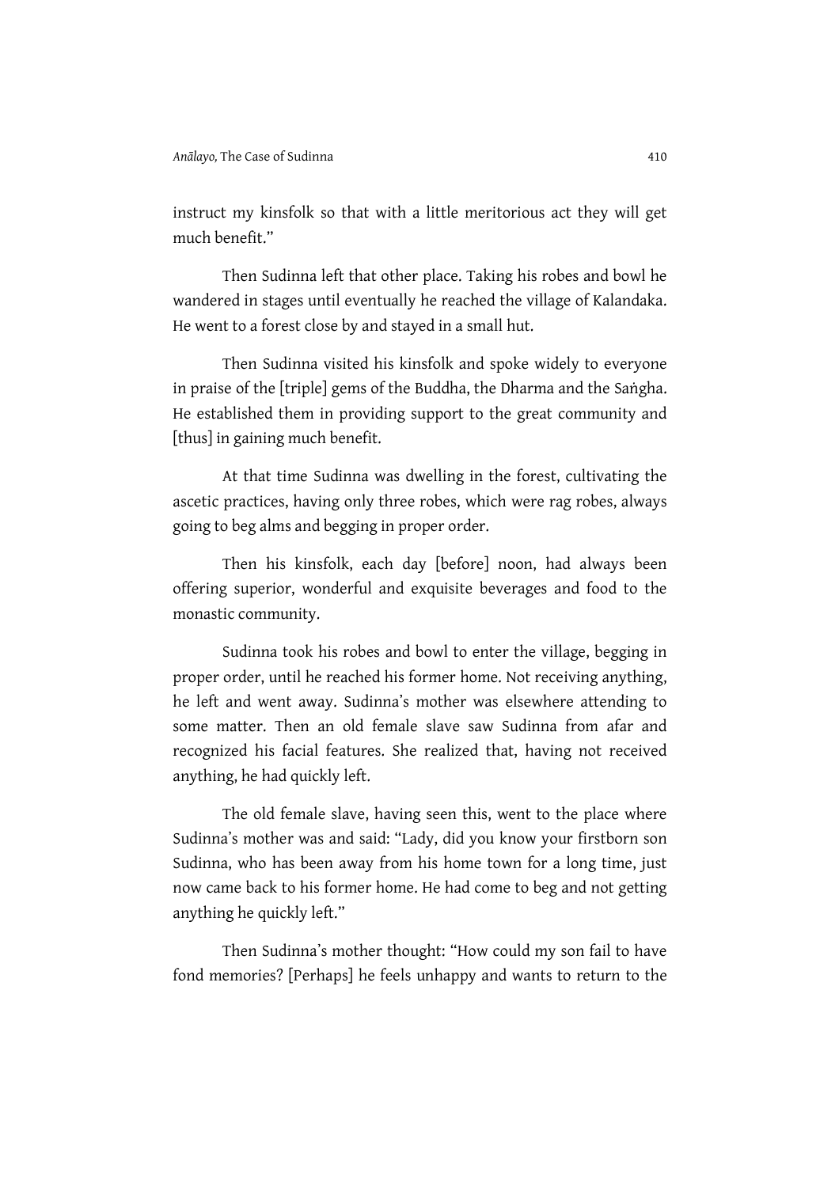instruct my kinsfolk so that with a little meritorious act they will get much benefit."

Then Sudinna left that other place. Taking his robes and bowl he wandered in stages until eventually he reached the village of Kalandaka. He went to a forest close by and stayed in a small hut.

Then Sudinna visited his kinsfolk and spoke widely to everyone in praise of the [triple] gems of the Buddha, the Dharma and the Saṅgha. He established them in providing support to the great community and [thus] in gaining much benefit.

At that time Sudinna was dwelling in the forest, cultivating the ascetic practices, having only three robes, which were rag robes, always going to beg alms and begging in proper order.

Then his kinsfolk, each day [before] noon, had always been offering superior, wonderful and exquisite beverages and food to the monastic community.

Sudinna took his robes and bowl to enter the village, begging in proper order, until he reached his former home. Not receiving anything, he left and went away. Sudinna's mother was elsewhere attending to some matter. Then an old female slave saw Sudinna from afar and recognized his facial features. She realized that, having not received anything, he had quickly left.

The old female slave, having seen this, went to the place where Sudinna's mother was and said: "Lady, did you know your firstborn son Sudinna, who has been away from his home town for a long time, just now came back to his former home. He had come to beg and not getting anything he quickly left."

Then Sudinna's mother thought: "How could my son fail to have fond memories? [Perhaps] he feels unhappy and wants to return to the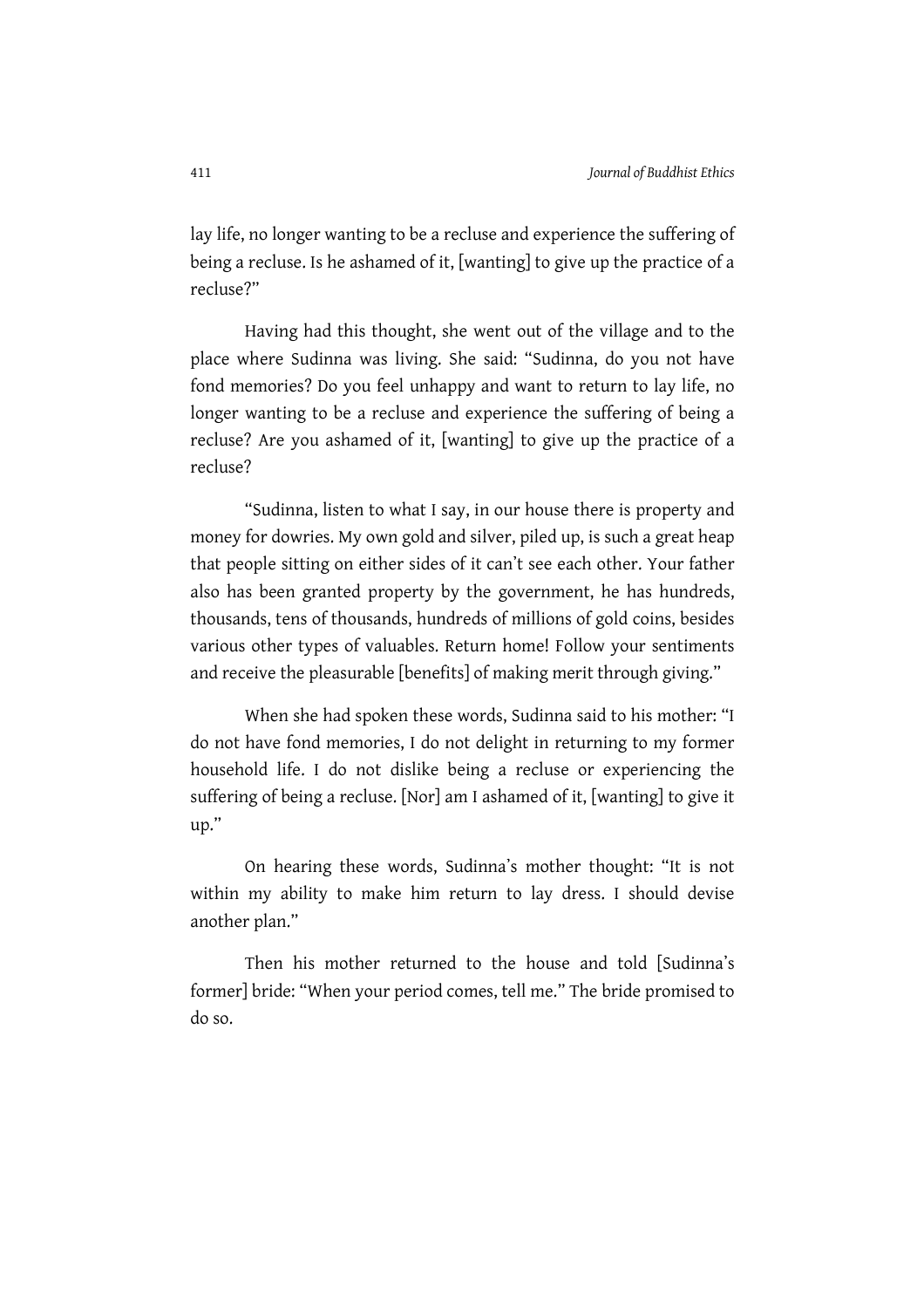lay life, no longer wanting to be a recluse and experience the suffering of being a recluse. Is he ashamed of it, [wanting] to give up the practice of a recluse?"

Having had this thought, she went out of the village and to the place where Sudinna was living. She said: "Sudinna, do you not have fond memories? Do you feel unhappy and want to return to lay life, no longer wanting to be a recluse and experience the suffering of being a recluse? Are you ashamed of it, [wanting] to give up the practice of a recluse?

"Sudinna, listen to what I say, in our house there is property and money for dowries. My own gold and silver, piled up, is such a great heap that people sitting on either sides of it can't see each other. Your father also has been granted property by the government, he has hundreds, thousands, tens of thousands, hundreds of millions of gold coins, besides various other types of valuables. Return home! Follow your sentiments and receive the pleasurable [benefits] of making merit through giving."

When she had spoken these words, Sudinna said to his mother: "I do not have fond memories, I do not delight in returning to my former household life. I do not dislike being a recluse or experiencing the suffering of being a recluse. [Nor] am I ashamed of it, [wanting] to give it up."

On hearing these words, Sudinna's mother thought: "It is not within my ability to make him return to lay dress. I should devise another plan."

Then his mother returned to the house and told [Sudinna's former] bride: "When your period comes, tell me." The bride promised to do so.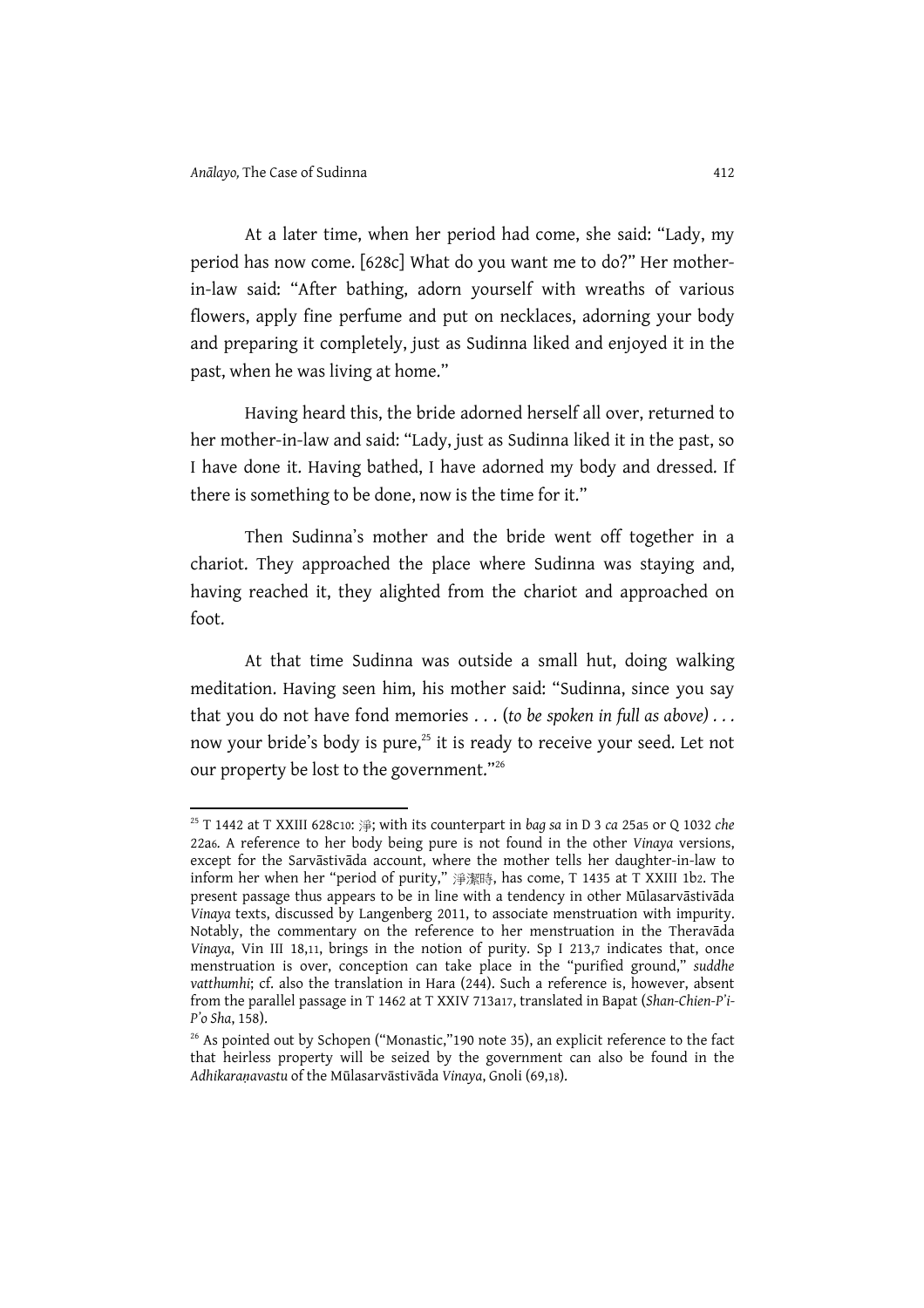At a later time, when her period had come, she said: "Lady, my period has now come. [628c] What do you want me to do?" Her mother-in-law said: "After bathing, adorn yourself with wreaths of various flowers, apply fine perfume and put on necklaces, adorning your body and preparing it completely, just as Sudinna liked and enjoyed it in the past, when he was living at home."

Having heard this, the bride adorned herself all over, returned to her mother-in-law and said: "Lady, just as Sudinna liked it in the past, so I have done it. Having bathed, I have adorned my body and dressed. If there is something to be done, now is the time for it."

Then Sudinna's mother and the bride went off together in a chariot. They approached the place where Sudinna was staying and, having reached it, they alighted from the chariot and approached on foot.

At that time Sudinna was outside a small hut, doing walking meditation. Having seen him, his mother said: "Sudinna, since you say that you do not have fond memories . . . (*to be spoken in full as above*) . . . now your bride's body is pure,[25] it is ready to receive your seed. Let not our property be lost to the government."[26]

---

[25] T 1442 at T XXIII 628c10: 淨; with its counterpart in *bag sa* in D 3 *ca* 25a5 or Q 1032 *che* 22a6. A reference to her body being pure is not found in the other *Vinaya* versions, except for the Sarvāstivāda account, where the mother tells her daughter-in-law to inform her when her "period of purity," 淨潔時, has come, T 1435 at T XXIII 1b2. The present passage thus appears to be in line with a tendency in other Mūlasarvāstivāda *Vinaya* texts, discussed by Langenberg 2011, to associate menstruation with impurity. Notably, the commentary on the reference to her menstruation in the Theravāda *Vinaya*, Vin III 18,11, brings in the notion of purity. Sp I 213,7 indicates that, once menstruation is over, conception can take place in the "purified ground," *suddhe vatthumhi*; cf. also the translation in Hara (244). Such a reference is, however, absent from the parallel passage in T 1462 at T XXIV 713a17, translated in Bapat (*Shan-Chien-P'i-P'o Sha*, 158).

[26] As pointed out by Schopen ("Monastic,"190 note 35), an explicit reference to the fact that heirless property will be seized by the government can also be found in the *Adhikaraṇavastu* of the Mūlasarvāstivāda *Vinaya*, Gnoli (69,18).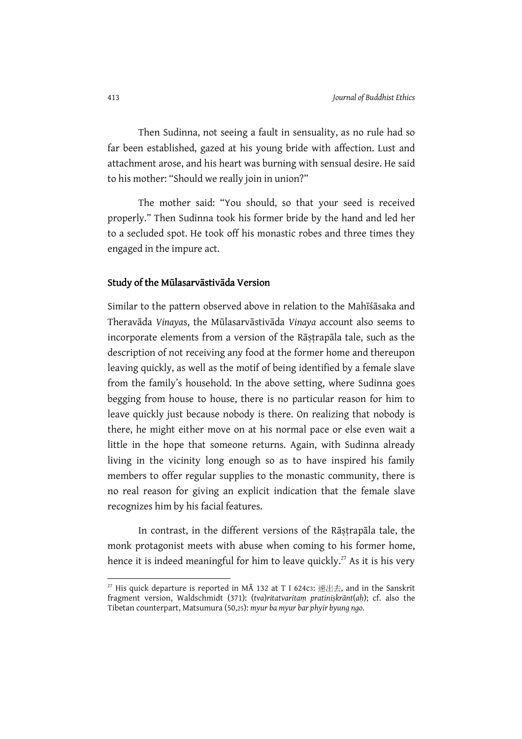Then Sudinna, not seeing a fault in sensuality, as no rule had so far been established, gazed at his young bride with affection. Lust and attachment arose, and his heart was burning with sensual desire. He said to his mother: "Should we really join in union?"

The mother said: "You should, so that your seed is received properly." Then Sudinna took his former bride by the hand and led her to a secluded spot. He took off his monastic robes and three times they engaged in the impure act.

## Study of the Mūlasarvāstivāda Version

Similar to the pattern observed above in relation to the Mahīśāsaka and Theravāda *Vinaya*s, the Mūlasarvāstivāda *Vinaya* account also seems to incorporate elements from a version of the Rāṣṭrapāla tale, such as the description of not receiving any food at the former home and thereupon leaving quickly, as well as the motif of being identified by a female slave from the family's household. In the above setting, where Sudinna goes begging from house to house, there is no particular reason for him to leave quickly just because nobody is there. On realizing that nobody is there, he might either move on at his normal pace or else even wait a little in the hope that someone returns. Again, with Sudinna already living in the vicinity long enough so as to have inspired his family members to offer regular supplies to the monastic community, there is no real reason for giving an explicit indication that the female slave recognizes him by his facial features.

In contrast, in the different versions of the Rāṣṭrapāla tale, the monk protagonist meets with abuse when coming to his former home, hence it is indeed meaningful for him to leave quickly.[27] As it is his very

---

[27] His quick departure is reported in MĀ 132 at T I 624c3: 速出去, and in the Sanskrit fragment version, Waldschmidt (371): (*tva*)*ritatvaritaṃ pratiniṣkrānt*(*aḥ*); cf. also the Tibetan counterpart, Matsumura (50,25): *myur ba myur bar phyir byung ngo*.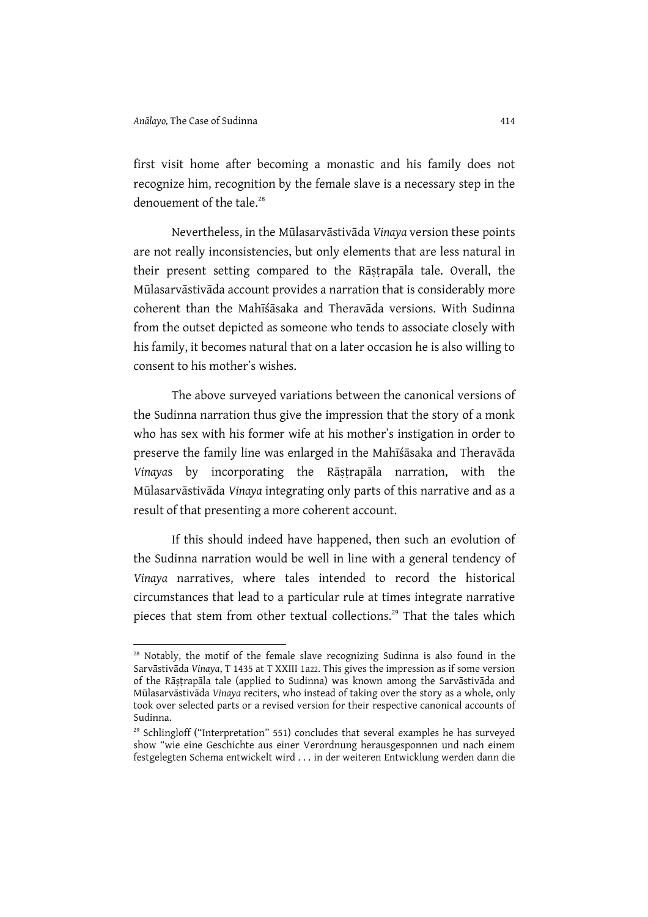first visit home after becoming a monastic and his family does not recognize him, recognition by the female slave is a necessary step in the denouement of the tale.[28]

Nevertheless, in the Mūlasarvāstivāda *Vinaya* version these points are not really inconsistencies, but only elements that are less natural in their present setting compared to the Rāṣṭrapāla tale. Overall, the Mūlasarvāstivāda account provides a narration that is considerably more coherent than the Mahīśāsaka and Theravāda versions. With Sudinna from the outset depicted as someone who tends to associate closely with his family, it becomes natural that on a later occasion he is also willing to consent to his mother's wishes.

The above surveyed variations between the canonical versions of the Sudinna narration thus give the impression that the story of a monk who has sex with his former wife at his mother's instigation in order to preserve the family line was enlarged in the Mahīśāsaka and Theravāda *Vinaya*s by incorporating the Rāṣṭrapāla narration, with the Mūlasarvāstivāda *Vinaya* integrating only parts of this narrative and as a result of that presenting a more coherent account.

If this should indeed have happened, then such an evolution of the Sudinna narration would be well in line with a general tendency of *Vinaya* narratives, where tales intended to record the historical circumstances that lead to a particular rule at times integrate narrative pieces that stem from other textual collections.[29] That the tales which

---

[28] Notably, the motif of the female slave recognizing Sudinna is also found in the Sarvāstivāda *Vinaya*, T 1435 at T XXIII 1a22. This gives the impression as if some version of the Rāṣṭrapāla tale (applied to Sudinna) was known among the Sarvāstivāda and Mūlasarvāstivāda *Vinaya* reciters, who instead of taking over the story as a whole, only took over selected parts or a revised version for their respective canonical accounts of Sudinna.

[29] Schlingloff ("Interpretation" 551) concludes that several examples he has surveyed show "wie eine Geschichte aus einer Verordnung herausgesponnen und nach einem festgelegten Schema entwickelt wird . . . in der weiteren Entwicklung werden dann die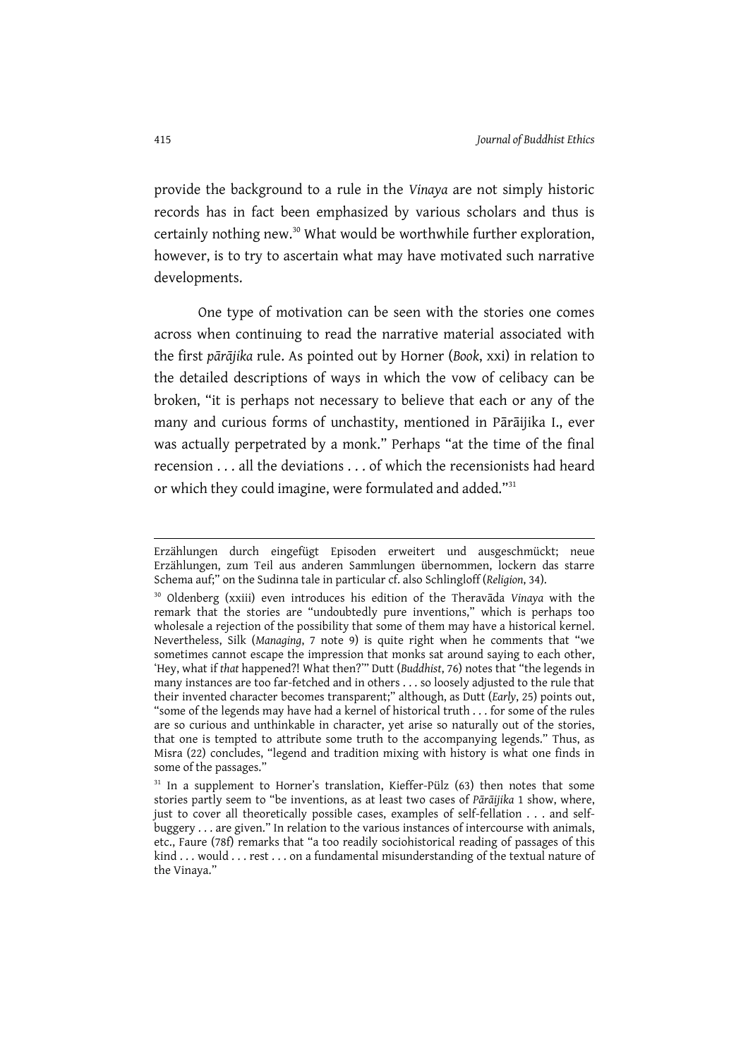provide the background to a rule in the *Vinaya* are not simply historic records has in fact been emphasized by various scholars and thus is certainly nothing new.[30] What would be worthwhile further exploration, however, is to try to ascertain what may have motivated such narrative developments.

One type of motivation can be seen with the stories one comes across when continuing to read the narrative material associated with the first *pārājika* rule. As pointed out by Horner (*Book*, xxi) in relation to the detailed descriptions of ways in which the vow of celibacy can be broken, "it is perhaps not necessary to believe that each or any of the many and curious forms of unchastity, mentioned in Pārāijika I., ever was actually perpetrated by a monk." Perhaps "at the time of the final recension . . . all the deviations . . . of which the recensionists had heard or which they could imagine, were formulated and added."[31]

---

Erzählungen durch eingefügt Episoden erweitert und ausgeschmückt; neue Erzählungen, zum Teil aus anderen Sammlungen übernommen, lockern das starre Schema auf;" on the Sudinna tale in particular cf. also Schlingloff (*Religion*, 34).

[30] Oldenberg (xxiii) even introduces his edition of the Theravāda *Vinaya* with the remark that the stories are "undoubtedly pure inventions," which is perhaps too wholesale a rejection of the possibility that some of them may have a historical kernel. Nevertheless, Silk (*Managing*, 7 note 9) is quite right when he comments that "we sometimes cannot escape the impression that monks sat around saying to each other, 'Hey, what if *that* happened?! What then?'" Dutt (*Buddhist*, 76) notes that "the legends in many instances are too far-fetched and in others . . . so loosely adjusted to the rule that their invented character becomes transparent;" although, as Dutt (*Early*, 25) points out, "some of the legends may have had a kernel of historical truth . . . for some of the rules are so curious and unthinkable in character, yet arise so naturally out of the stories, that one is tempted to attribute some truth to the accompanying legends." Thus, as Misra (22) concludes, "legend and tradition mixing with history is what one finds in some of the passages."

[31] In a supplement to Horner's translation, Kieffer-Pülz (63) then notes that some stories partly seem to "be inventions, as at least two cases of *Pārāijika* 1 show, where, just to cover all theoretically possible cases, examples of self-fellation . . . and self-buggery . . . are given." In relation to the various instances of intercourse with animals, etc., Faure (78f) remarks that "a too readily sociohistorical reading of passages of this kind . . . would . . . rest . . . on a fundamental misunderstanding of the textual nature of the Vinaya."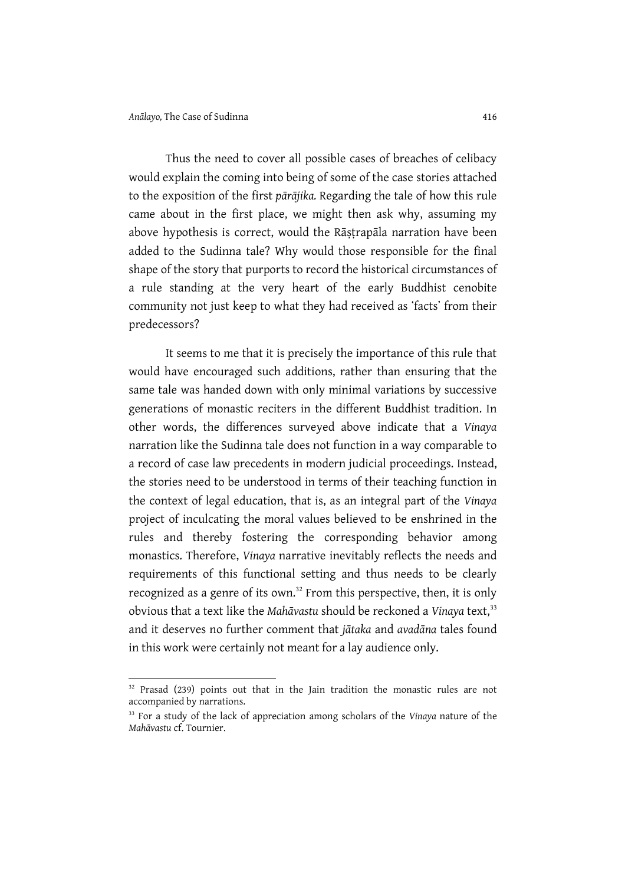Thus the need to cover all possible cases of breaches of celibacy would explain the coming into being of some of the case stories attached to the exposition of the first *pārājika.* Regarding the tale of how this rule came about in the first place, we might then ask why, assuming my above hypothesis is correct, would the Rāṣṭrapāla narration have been added to the Sudinna tale? Why would those responsible for the final shape of the story that purports to record the historical circumstances of a rule standing at the very heart of the early Buddhist cenobite community not just keep to what they had received as 'facts' from their predecessors?

It seems to me that it is precisely the importance of this rule that would have encouraged such additions, rather than ensuring that the same tale was handed down with only minimal variations by successive generations of monastic reciters in the different Buddhist tradition. In other words, the differences surveyed above indicate that a *Vinaya* narration like the Sudinna tale does not function in a way comparable to a record of case law precedents in modern judicial proceedings. Instead, the stories need to be understood in terms of their teaching function in the context of legal education, that is, as an integral part of the *Vinaya* project of inculcating the moral values believed to be enshrined in the rules and thereby fostering the corresponding behavior among monastics. Therefore, *Vinaya* narrative inevitably reflects the needs and requirements of this functional setting and thus needs to be clearly recognized as a genre of its own.[32] From this perspective, then, it is only obvious that a text like the *Mahāvastu* should be reckoned a *Vinaya* text,[33] and it deserves no further comment that *jātaka* and *avadāna* tales found in this work were certainly not meant for a lay audience only.

---

[32] Prasad (239) points out that in the Jain tradition the monastic rules are not accompanied by narrations.

[33] For a study of the lack of appreciation among scholars of the *Vinaya* nature of the *Mahāvastu* cf. Tournier.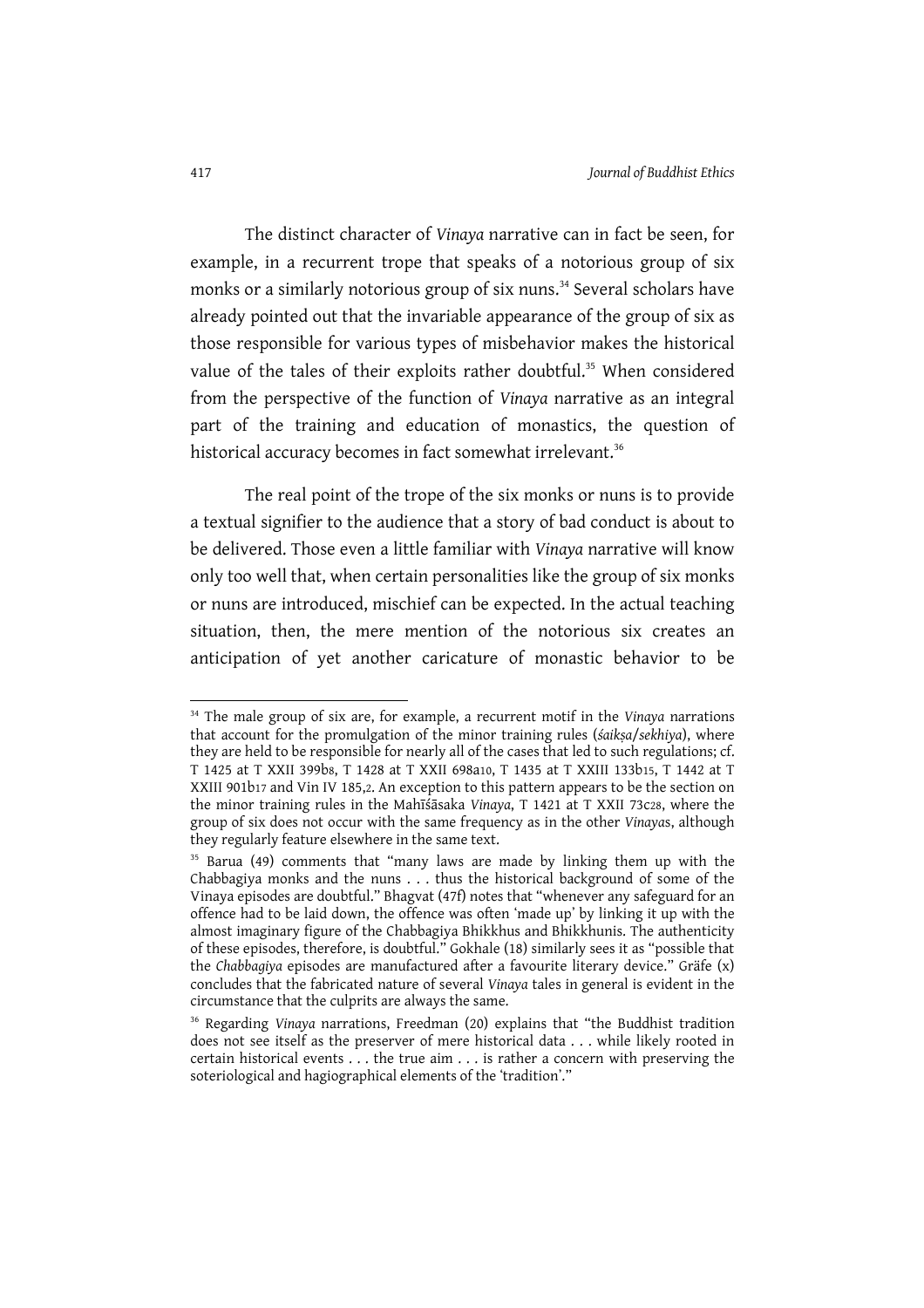The distinct character of *Vinaya* narrative can in fact be seen, for example, in a recurrent trope that speaks of a notorious group of six monks or a similarly notorious group of six nuns.[34] Several scholars have already pointed out that the invariable appearance of the group of six as those responsible for various types of misbehavior makes the historical value of the tales of their exploits rather doubtful.[35] When considered from the perspective of the function of *Vinaya* narrative as an integral part of the training and education of monastics, the question of historical accuracy becomes in fact somewhat irrelevant.[36]

The real point of the trope of the six monks or nuns is to provide a textual signifier to the audience that a story of bad conduct is about to be delivered. Those even a little familiar with *Vinaya* narrative will know only too well that, when certain personalities like the group of six monks or nuns are introduced, mischief can be expected. In the actual teaching situation, then, the mere mention of the notorious six creates an anticipation of yet another caricature of monastic behavior to be

---

[34] The male group of six are, for example, a recurrent motif in the *Vinaya* narrations that account for the promulgation of the minor training rules (*śaikṣa*/*sekhiya*), where they are held to be responsible for nearly all of the cases that led to such regulations; cf. T 1425 at T XXII 399b8, T 1428 at T XXII 698a10, T 1435 at T XXIII 133b15, T 1442 at T XXIII 901b17 and Vin IV 185,2. An exception to this pattern appears to be the section on the minor training rules in the Mahīśāsaka *Vinaya*, T 1421 at T XXII 73c28, where the group of six does not occur with the same frequency as in the other *Vinaya*s, although they regularly feature elsewhere in the same text.

[35] Barua (49) comments that "many laws are made by linking them up with the Chabbagiya monks and the nuns . . . thus the historical background of some of the Vinaya episodes are doubtful." Bhagvat (47f) notes that "whenever any safeguard for an offence had to be laid down, the offence was often 'made up' by linking it up with the almost imaginary figure of the Chabbagiya Bhikkhus and Bhikkhunis. The authenticity of these episodes, therefore, is doubtful." Gokhale (18) similarly sees it as "possible that the *Chabbagiya* episodes are manufactured after a favourite literary device." Gräfe (x) concludes that the fabricated nature of several *Vinaya* tales in general is evident in the circumstance that the culprits are always the same.

[36] Regarding *Vinaya* narrations, Freedman (20) explains that "the Buddhist tradition does not see itself as the preserver of mere historical data . . . while likely rooted in certain historical events . . . the true aim . . . is rather a concern with preserving the soteriological and hagiographical elements of the 'tradition'."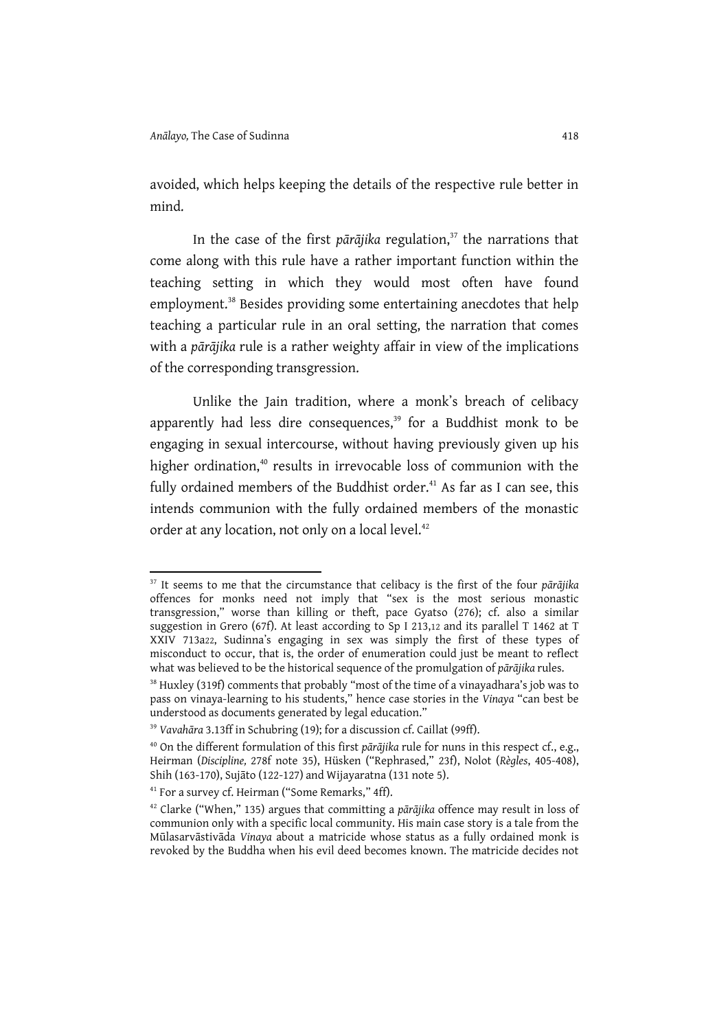avoided, which helps keeping the details of the respective rule better in mind.

In the case of the first *pārājika* regulation,[37] the narrations that come along with this rule have a rather important function within the teaching setting in which they would most often have found employment.[38] Besides providing some entertaining anecdotes that help teaching a particular rule in an oral setting, the narration that comes with a *pārājika* rule is a rather weighty affair in view of the implications of the corresponding transgression.

Unlike the Jain tradition, where a monk's breach of celibacy apparently had less dire consequences,[39] for a Buddhist monk to be engaging in sexual intercourse, without having previously given up his higher ordination,[40] results in irrevocable loss of communion with the fully ordained members of the Buddhist order.[41] As far as I can see, this intends communion with the fully ordained members of the monastic order at any location, not only on a local level.[42]

---

[37] It seems to me that the circumstance that celibacy is the first of the four *pārājika* offences for monks need not imply that "sex is the most serious monastic transgression," worse than killing or theft, pace Gyatso (276); cf. also a similar suggestion in Grero (67f). At least according to Sp I 213,12 and its parallel T 1462 at T XXIV 713a22, Sudinna's engaging in sex was simply the first of these types of misconduct to occur, that is, the order of enumeration could just be meant to reflect what was believed to be the historical sequence of the promulgation of *pārājika* rules.

[38] Huxley (319f) comments that probably "most of the time of a vinayadhara's job was to pass on vinaya-learning to his students," hence case stories in the *Vinaya* "can best be understood as documents generated by legal education."

[39] *Vavahāra* 3.13ff in Schubring (19); for a discussion cf. Caillat (99ff).

[40] On the different formulation of this first *pārājika* rule for nuns in this respect cf., e.g., Heirman (*Discipline,* 278f note 35), Hüsken ("Rephrased," 23f), Nolot (*Règles*, 405-408), Shih (163-170), Sujāto (122-127) and Wijayaratna (131 note 5).

[41] For a survey cf. Heirman ("Some Remarks," 4ff).

[42] Clarke ("When," 135) argues that committing a *pārājika* offence may result in loss of communion only with a specific local community. His main case story is a tale from the Mūlasarvāstivāda *Vinaya* about a matricide whose status as a fully ordained monk is revoked by the Buddha when his evil deed becomes known. The matricide decides not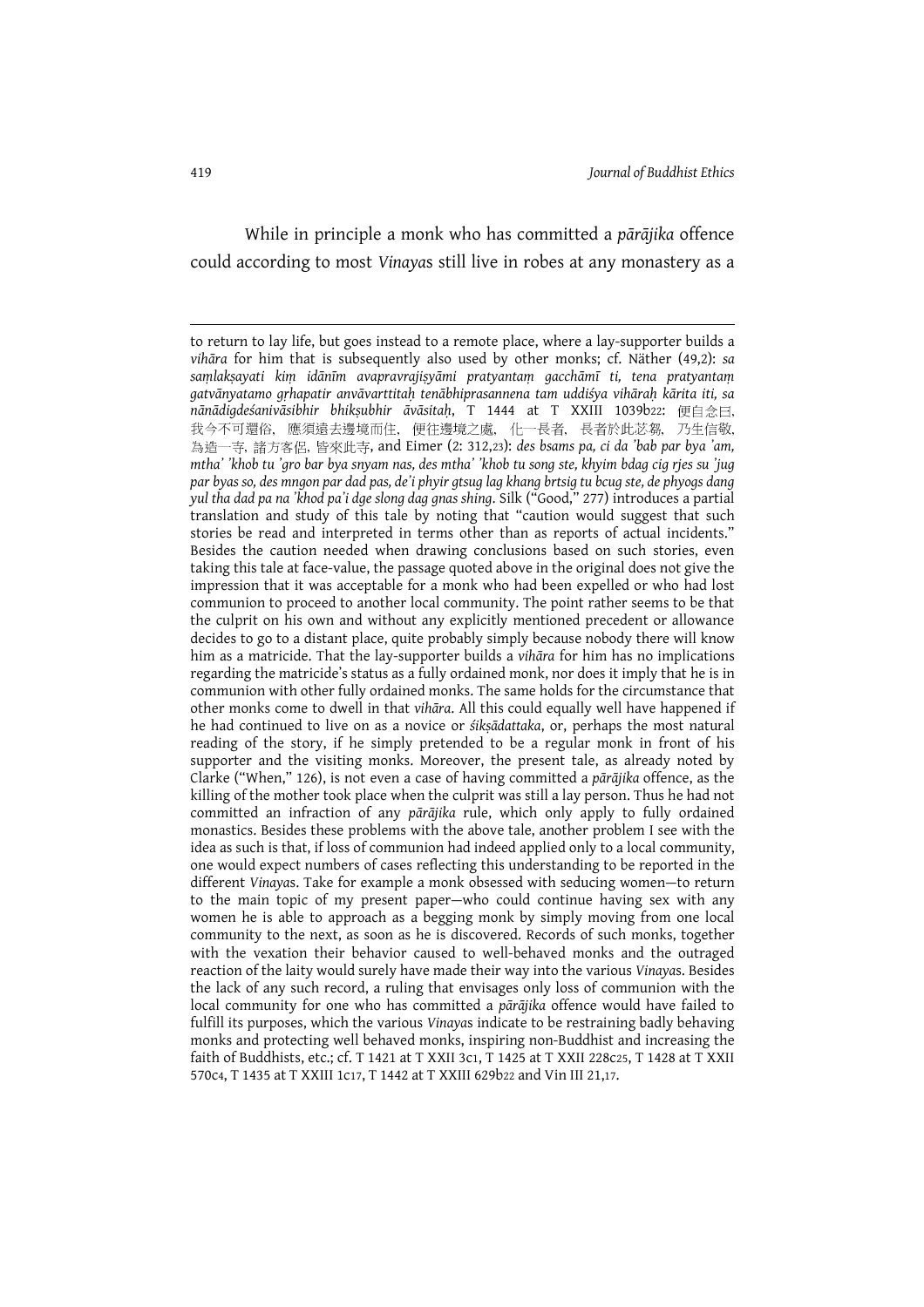While in principle a monk who has committed a *pārājika* offence could according to most *Vinaya*s still live in robes at any monastery as a

---

to return to lay life, but goes instead to a remote place, where a lay-supporter builds a *vihāra* for him that is subsequently also used by other monks; cf. Näther (49,2): *sa saṃlakṣayati kiṃ idānīṃ avapravrajiṣyāmi pratyantaṃ gacchāmī ti, tena pratyantaṃ gatvānyatamo gṛhapatir anvāvarttitaḥ tenābhiprasannena tam uddiśya vihāraḥ kārita iti, sa nānādigdeśanivāsibhir bhikṣubhir āvāsitaḥ*, T 1444 at T XXIII 1039b22: 便自念曰, 我今不可還俗, 應須遠去邊境而住, 便往邊境之處, 化一長者, 長者於此苾芻, 乃生信敬, 為造一寺, 諸方客侶, 皆來此寺, and Eimer (2: 312,23): *des bsams pa, ci da 'bab par bya 'am, mtha' 'khob tu 'gro bar bya snyam nas, des mtha' 'khob tu song ste, khyim bdag cig rjes su 'jug par byas so, des mngon par dad pas, de'i phyir gtsug lag khang brtsig tu bcug ste, de phyogs dang yul tha dad pa na 'khod pa'i dge slong dag gnas shing*. Silk ("Good," 277) introduces a partial translation and study of this tale by noting that "caution would suggest that such stories be read and interpreted in terms other than as reports of actual incidents." Besides the caution needed when drawing conclusions based on such stories, even taking this tale at face-value, the passage quoted above in the original does not give the impression that it was acceptable for a monk who had been expelled or who had lost communion to proceed to another local community. The point rather seems to be that the culprit on his own and without any explicitly mentioned precedent or allowance decides to go to a distant place, quite probably simply because nobody there will know him as a matricide. That the lay-supporter builds a *vihāra* for him has no implications regarding the matricide's status as a fully ordained monk, nor does it imply that he is in communion with other fully ordained monks. The same holds for the circumstance that other monks come to dwell in that *vihāra*. All this could equally well have happened if he had continued to live on as a novice or *śikṣādattaka*, or, perhaps the most natural reading of the story, if he simply pretended to be a regular monk in front of his supporter and the visiting monks. Moreover, the present tale, as already noted by Clarke ("When," 126), is not even a case of having committed a *pārājika* offence, as the killing of the mother took place when the culprit was still a lay person. Thus he had not committed an infraction of any *pārājika* rule, which only apply to fully ordained monastics. Besides these problems with the above tale, another problem I see with the idea as such is that, if loss of communion had indeed applied only to a local community, one would expect numbers of cases reflecting this understanding to be reported in the different *Vinaya*s. Take for example a monk obsessed with seducing women—to return to the main topic of my present paper—who could continue having sex with any women he is able to approach as a begging monk by simply moving from one local community to the next, as soon as he is discovered. Records of such monks, together with the vexation their behavior caused to well-behaved monks and the outraged reaction of the laity would surely have made their way into the various *Vinaya*s. Besides the lack of any such record, a ruling that envisages only loss of communion with the local community for one who has committed a *pārājika* offence would have failed to fulfill its purposes, which the various *Vinaya*s indicate to be restraining badly behaving monks and protecting well behaved monks, inspiring non-Buddhist and increasing the faith of Buddhists, etc.; cf. T 1421 at T XXII 3c1, T 1425 at T XXII 228c25, T 1428 at T XXII 570c4, T 1435 at T XXIII 1c17, T 1442 at T XXIII 629b22 and Vin III 21,17.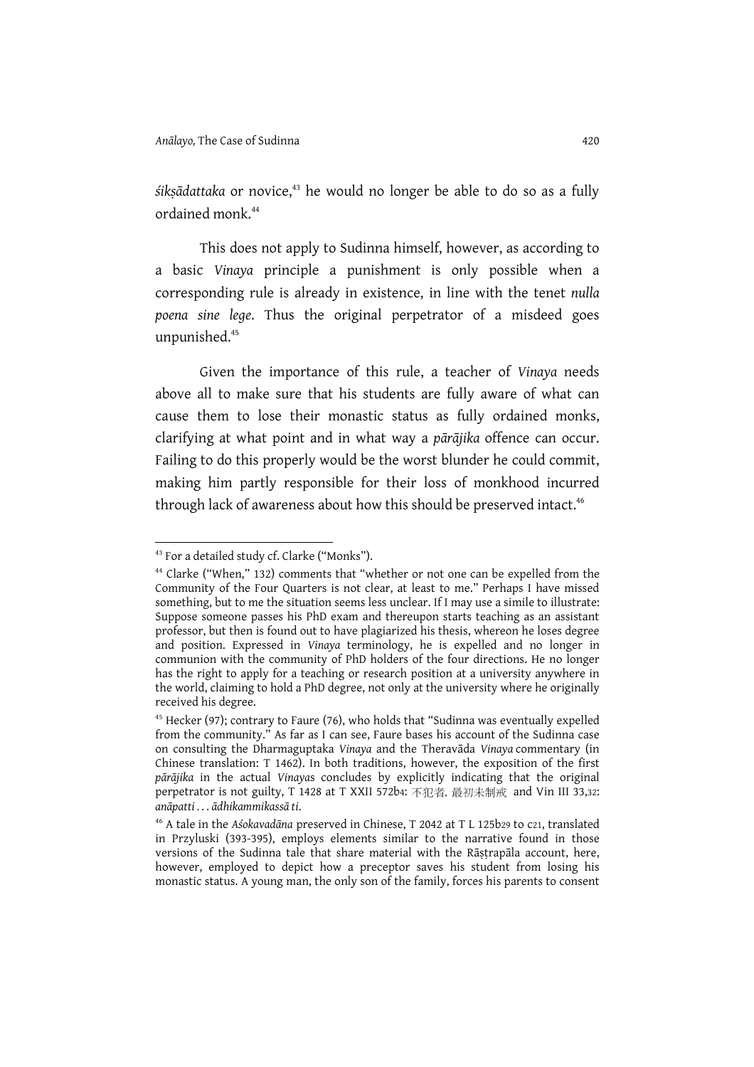*śikṣādattaka* or novice,[43] he would no longer be able to do so as a fully ordained monk.[44]

This does not apply to Sudinna himself, however, as according to a basic *Vinaya* principle a punishment is only possible when a corresponding rule is already in existence, in line with the tenet *nulla poena sine lege*. Thus the original perpetrator of a misdeed goes unpunished.[45]

Given the importance of this rule, a teacher of *Vinaya* needs above all to make sure that his students are fully aware of what can cause them to lose their monastic status as fully ordained monks, clarifying at what point and in what way a *pārājika* offence can occur. Failing to do this properly would be the worst blunder he could commit, making him partly responsible for their loss of monkhood incurred through lack of awareness about how this should be preserved intact.[46]

---

[43] For a detailed study cf. Clarke ("Monks").

[44] Clarke ("When," 132) comments that "whether or not one can be expelled from the Community of the Four Quarters is not clear, at least to me." Perhaps I have missed something, but to me the situation seems less unclear. If I may use a simile to illustrate: Suppose someone passes his PhD exam and thereupon starts teaching as an assistant professor, but then is found out to have plagiarized his thesis, whereon he loses degree and position. Expressed in *Vinaya* terminology, he is expelled and no longer in communion with the community of PhD holders of the four directions. He no longer has the right to apply for a teaching or research position at a university anywhere in the world, claiming to hold a PhD degree, not only at the university where he originally received his degree.

[45] Hecker (97); contrary to Faure (76), who holds that "Sudinna was eventually expelled from the community." As far as I can see, Faure bases his account of the Sudinna case on consulting the Dharmaguptaka *Vinaya* and the Theravāda *Vinaya* commentary (in Chinese translation: T 1462). In both traditions, however, the exposition of the first *pārājika* in the actual *Vinaya*s concludes by explicitly indicating that the original perpetrator is not guilty, T 1428 at T XXII 572b4: 不犯者, 最初未制戒 and Vin III 33,32: *anāpatti . . . ādhikammikassā ti*.

[46] A tale in the *Aśokavadāna* preserved in Chinese, T 2042 at T L 125b29 to c21, translated in Przyluski (393-395), employs elements similar to the narrative found in those versions of the Sudinna tale that share material with the Rāṣṭrapāla account, here, however, employed to depict how a preceptor saves his student from losing his monastic status. A young man, the only son of the family, forces his parents to consent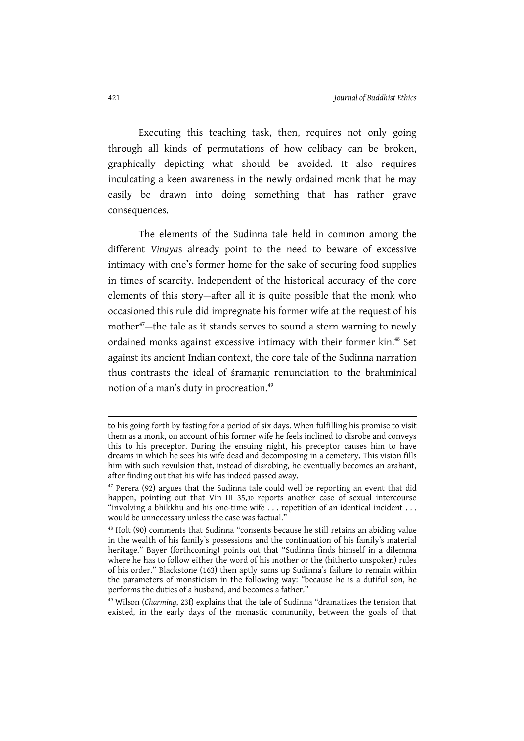Executing this teaching task, then, requires not only going through all kinds of permutations of how celibacy can be broken, graphically depicting what should be avoided. It also requires inculcating a keen awareness in the newly ordained monk that he may easily be drawn into doing something that has rather grave consequences.

The elements of the Sudinna tale held in common among the different *Vinaya*s already point to the need to beware of excessive intimacy with one's former home for the sake of securing food supplies in times of scarcity. Independent of the historical accuracy of the core elements of this story—after all it is quite possible that the monk who occasioned this rule did impregnate his former wife at the request of his mother[47]—the tale as it stands serves to sound a stern warning to newly ordained monks against excessive intimacy with their former kin.[48] Set against its ancient Indian context, the core tale of the Sudinna narration thus contrasts the ideal of śramaṇic renunciation to the brahminical notion of a man's duty in procreation.[49]

---

to his going forth by fasting for a period of six days. When fulfilling his promise to visit them as a monk, on account of his former wife he feels inclined to disrobe and conveys this to his preceptor. During the ensuing night, his preceptor causes him to have dreams in which he sees his wife dead and decomposing in a cemetery. This vision fills him with such revulsion that, instead of disrobing, he eventually becomes an arahant, after finding out that his wife has indeed passed away.

[47] Perera (92) argues that the Sudinna tale could well be reporting an event that did happen, pointing out that Vin III 35,30 reports another case of sexual intercourse "involving a bhikkhu and his one-time wife . . . repetition of an identical incident . . . would be unnecessary unless the case was factual."

[48] Holt (90) comments that Sudinna "consents because he still retains an abiding value in the wealth of his family's possessions and the continuation of his family's material heritage." Bayer (forthcoming) points out that "Sudinna finds himself in a dilemma where he has to follow either the word of his mother or the (hitherto unspoken) rules of his order." Blackstone (163) then aptly sums up Sudinna's failure to remain within the parameters of monsticism in the following way: "because he is a dutiful son, he performs the duties of a husband, and becomes a father."

[49] Wilson (*Charming*, 23f) explains that the tale of Sudinna "dramatizes the tension that existed, in the early days of the monastic community, between the goals of that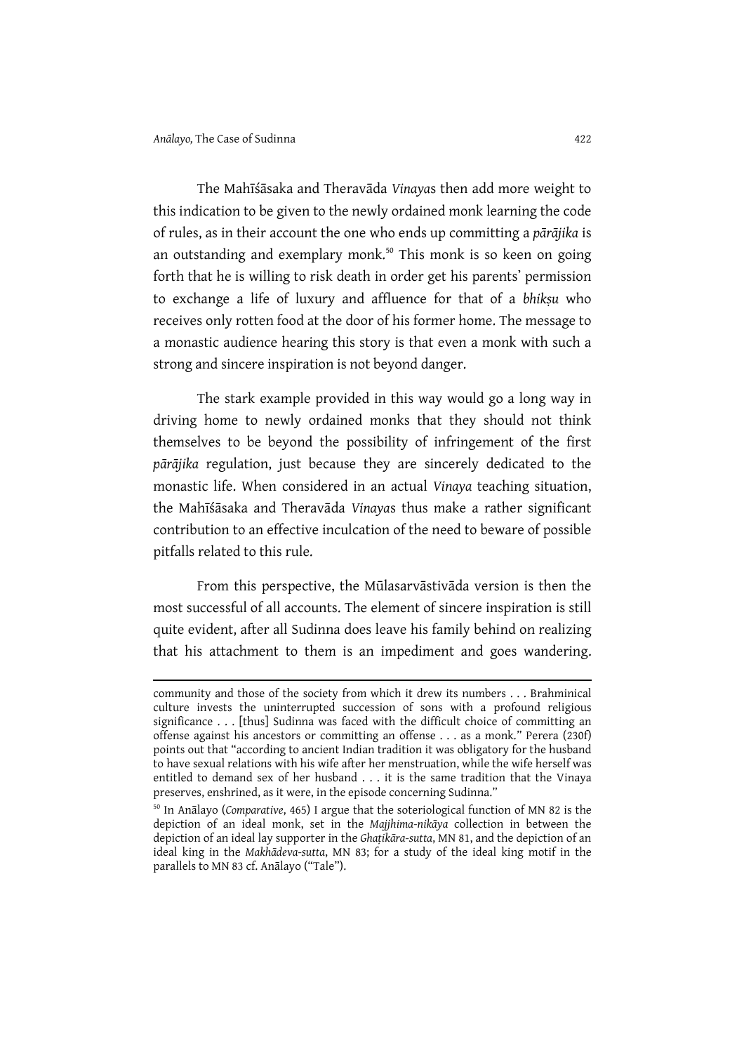The Mahīśāsaka and Theravāda *Vinaya*s then add more weight to this indication to be given to the newly ordained monk learning the code of rules, as in their account the one who ends up committing a *pārājika* is an outstanding and exemplary monk.[50] This monk is so keen on going forth that he is willing to risk death in order get his parents' permission to exchange a life of luxury and affluence for that of a *bhikṣu* who receives only rotten food at the door of his former home. The message to a monastic audience hearing this story is that even a monk with such a strong and sincere inspiration is not beyond danger.

The stark example provided in this way would go a long way in driving home to newly ordained monks that they should not think themselves to be beyond the possibility of infringement of the first *pārājika* regulation, just because they are sincerely dedicated to the monastic life. When considered in an actual *Vinaya* teaching situation, the Mahīśāsaka and Theravāda *Vinaya*s thus make a rather significant contribution to an effective inculcation of the need to beware of possible pitfalls related to this rule.

From this perspective, the Mūlasarvāstivāda version is then the most successful of all accounts. The element of sincere inspiration is still quite evident, after all Sudinna does leave his family behind on realizing that his attachment to them is an impediment and goes wandering.

---

community and those of the society from which it drew its numbers . . . Brahminical culture invests the uninterrupted succession of sons with a profound religious significance . . . [thus] Sudinna was faced with the difficult choice of committing an offense against his ancestors or committing an offense . . . as a monk." Perera (230f) points out that "according to ancient Indian tradition it was obligatory for the husband to have sexual relations with his wife after her menstruation, while the wife herself was entitled to demand sex of her husband . . . it is the same tradition that the Vinaya preserves, enshrined, as it were, in the episode concerning Sudinna."

[50] In Anālayo (*Comparative*, 465) I argue that the soteriological function of MN 82 is the depiction of an ideal monk, set in the *Majjhima-nikāya* collection in between the depiction of an ideal lay supporter in the *Ghaṭikāra-sutta*, MN 81, and the depiction of an ideal king in the *Makhādeva-sutta*, MN 83; for a study of the ideal king motif in the parallels to MN 83 cf. Anālayo ("Tale").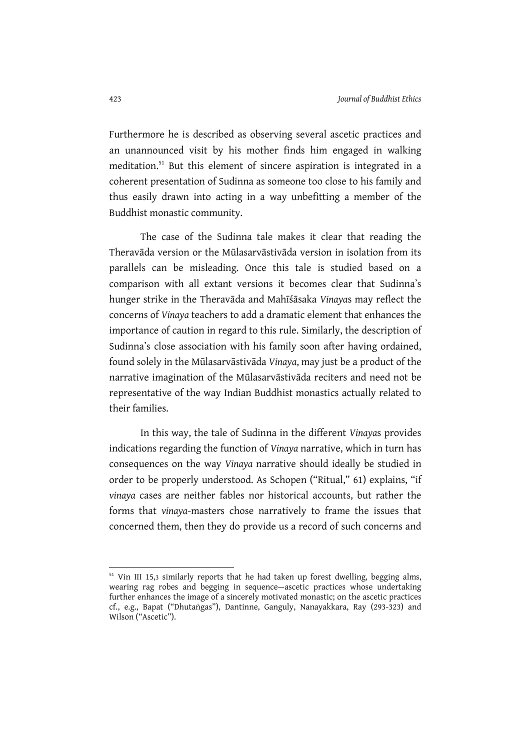Furthermore he is described as observing several ascetic practices and an unannounced visit by his mother finds him engaged in walking meditation.[51] But this element of sincere aspiration is integrated in a coherent presentation of Sudinna as someone too close to his family and thus easily drawn into acting in a way unbefitting a member of the Buddhist monastic community.

The case of the Sudinna tale makes it clear that reading the Theravāda version or the Mūlasarvāstivāda version in isolation from its parallels can be misleading. Once this tale is studied based on a comparison with all extant versions it becomes clear that Sudinna's hunger strike in the Theravāda and Mahīśāsaka *Vinaya*s may reflect the concerns of *Vinaya* teachers to add a dramatic element that enhances the importance of caution in regard to this rule. Similarly, the description of Sudinna's close association with his family soon after having ordained, found solely in the Mūlasarvāstivāda *Vinaya*, may just be a product of the narrative imagination of the Mūlasarvāstivāda reciters and need not be representative of the way Indian Buddhist monastics actually related to their families.

In this way, the tale of Sudinna in the different *Vinaya*s provides indications regarding the function of *Vinaya* narrative, which in turn has consequences on the way *Vinaya* narrative should ideally be studied in order to be properly understood. As Schopen ("Ritual," 61) explains, "if *vinaya* cases are neither fables nor historical accounts, but rather the forms that *vinaya*-masters chose narratively to frame the issues that concerned them, then they do provide us a record of such concerns and

---

[51] Vin III 15,3 similarly reports that he had taken up forest dwelling, begging alms, wearing rag robes and begging in sequence—ascetic practices whose undertaking further enhances the image of a sincerely motivated monastic; on the ascetic practices cf., e.g., Bapat ("Dhutaṅgas"), Dantinne, Ganguly, Nanayakkara, Ray (293-323) and Wilson ("Ascetic").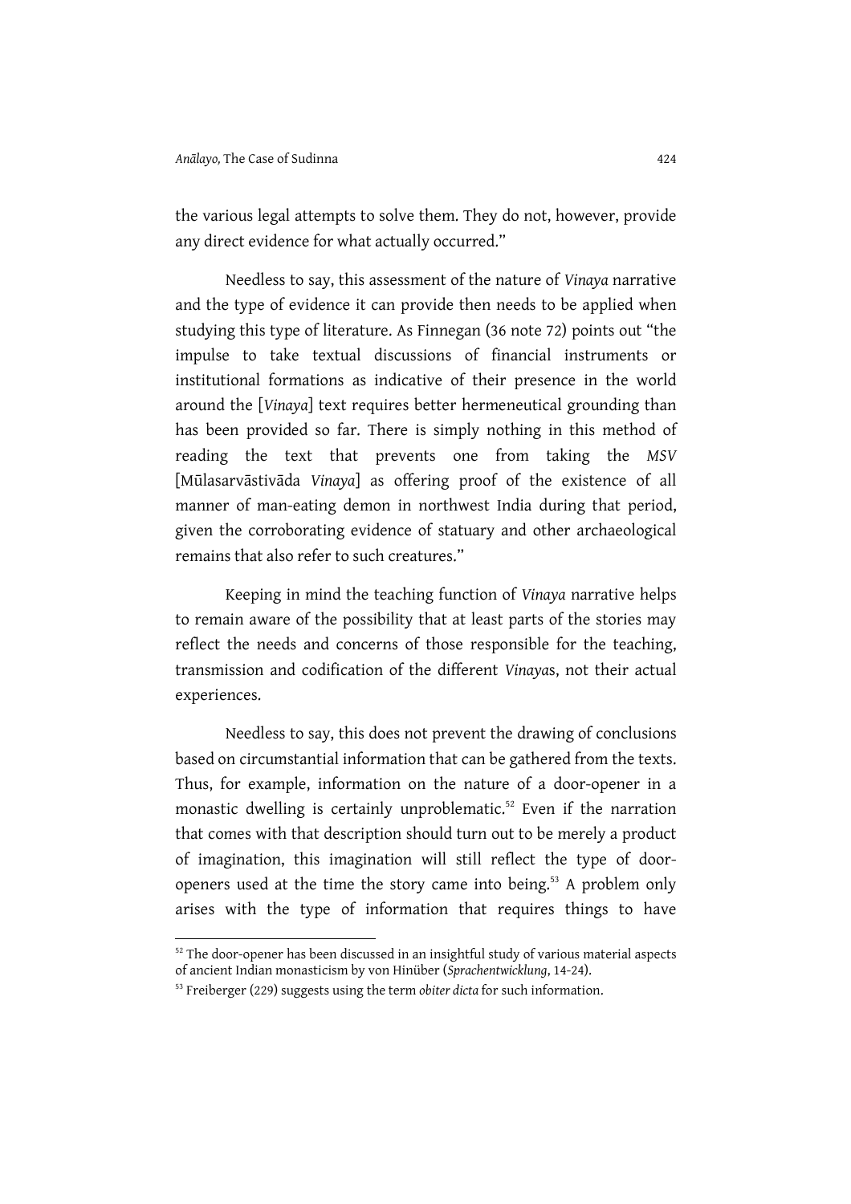the various legal attempts to solve them. They do not, however, provide any direct evidence for what actually occurred."

Needless to say, this assessment of the nature of *Vinaya* narrative and the type of evidence it can provide then needs to be applied when studying this type of literature. As Finnegan (36 note 72) points out "the impulse to take textual discussions of financial instruments or institutional formations as indicative of their presence in the world around the [*Vinaya*] text requires better hermeneutical grounding than has been provided so far. There is simply nothing in this method of reading the text that prevents one from taking the *MSV* [Mūlasarvāstivāda *Vinaya*] as offering proof of the existence of all manner of man-eating demon in northwest India during that period, given the corroborating evidence of statuary and other archaeological remains that also refer to such creatures."

Keeping in mind the teaching function of *Vinaya* narrative helps to remain aware of the possibility that at least parts of the stories may reflect the needs and concerns of those responsible for the teaching, transmission and codification of the different *Vinaya*s, not their actual experiences.

Needless to say, this does not prevent the drawing of conclusions based on circumstantial information that can be gathered from the texts. Thus, for example, information on the nature of a door-opener in a monastic dwelling is certainly unproblematic.[52] Even if the narration that comes with that description should turn out to be merely a product of imagination, this imagination will still reflect the type of door-openers used at the time the story came into being.[53] A problem only arises with the type of information that requires things to have

---

[52] The door-opener has been discussed in an insightful study of various material aspects of ancient Indian monasticism by von Hinüber (*Sprachentwicklung*, 14-24).

[53] Freiberger (229) suggests using the term *obiter dicta* for such information.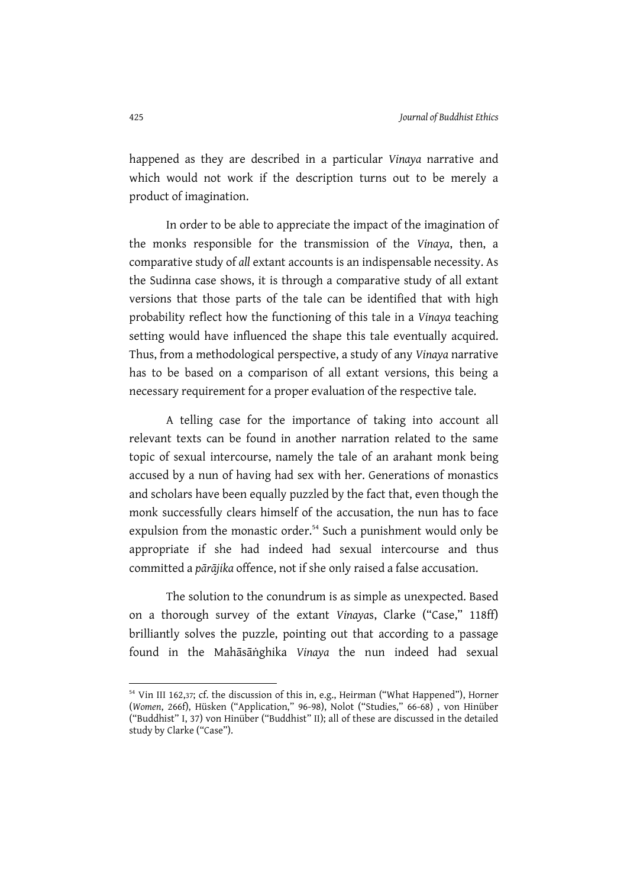happened as they are described in a particular *Vinaya* narrative and which would not work if the description turns out to be merely a product of imagination.

In order to be able to appreciate the impact of the imagination of the monks responsible for the transmission of the *Vinaya*, then, a comparative study of *all* extant accounts is an indispensable necessity. As the Sudinna case shows, it is through a comparative study of all extant versions that those parts of the tale can be identified that with high probability reflect how the functioning of this tale in a *Vinaya* teaching setting would have influenced the shape this tale eventually acquired. Thus, from a methodological perspective, a study of any *Vinaya* narrative has to be based on a comparison of all extant versions, this being a necessary requirement for a proper evaluation of the respective tale.

A telling case for the importance of taking into account all relevant texts can be found in another narration related to the same topic of sexual intercourse, namely the tale of an arahant monk being accused by a nun of having had sex with her. Generations of monastics and scholars have been equally puzzled by the fact that, even though the monk successfully clears himself of the accusation, the nun has to face expulsion from the monastic order.[54] Such a punishment would only be appropriate if she had indeed had sexual intercourse and thus committed a *pārājika* offence, not if she only raised a false accusation.

The solution to the conundrum is as simple as unexpected. Based on a thorough survey of the extant *Vinaya*s, Clarke ("Case," 118ff) brilliantly solves the puzzle, pointing out that according to a passage found in the Mahāsāṅghika *Vinaya* the nun indeed had sexual

---

[54] Vin III 162,37; cf. the discussion of this in, e.g., Heirman ("What Happened"), Horner (*Women*, 266f), Hüsken ("Application," 96-98), Nolot ("Studies," 66-68) , von Hinüber ("Buddhist" I, 37) von Hinüber ("Buddhist" II); all of these are discussed in the detailed study by Clarke ("Case").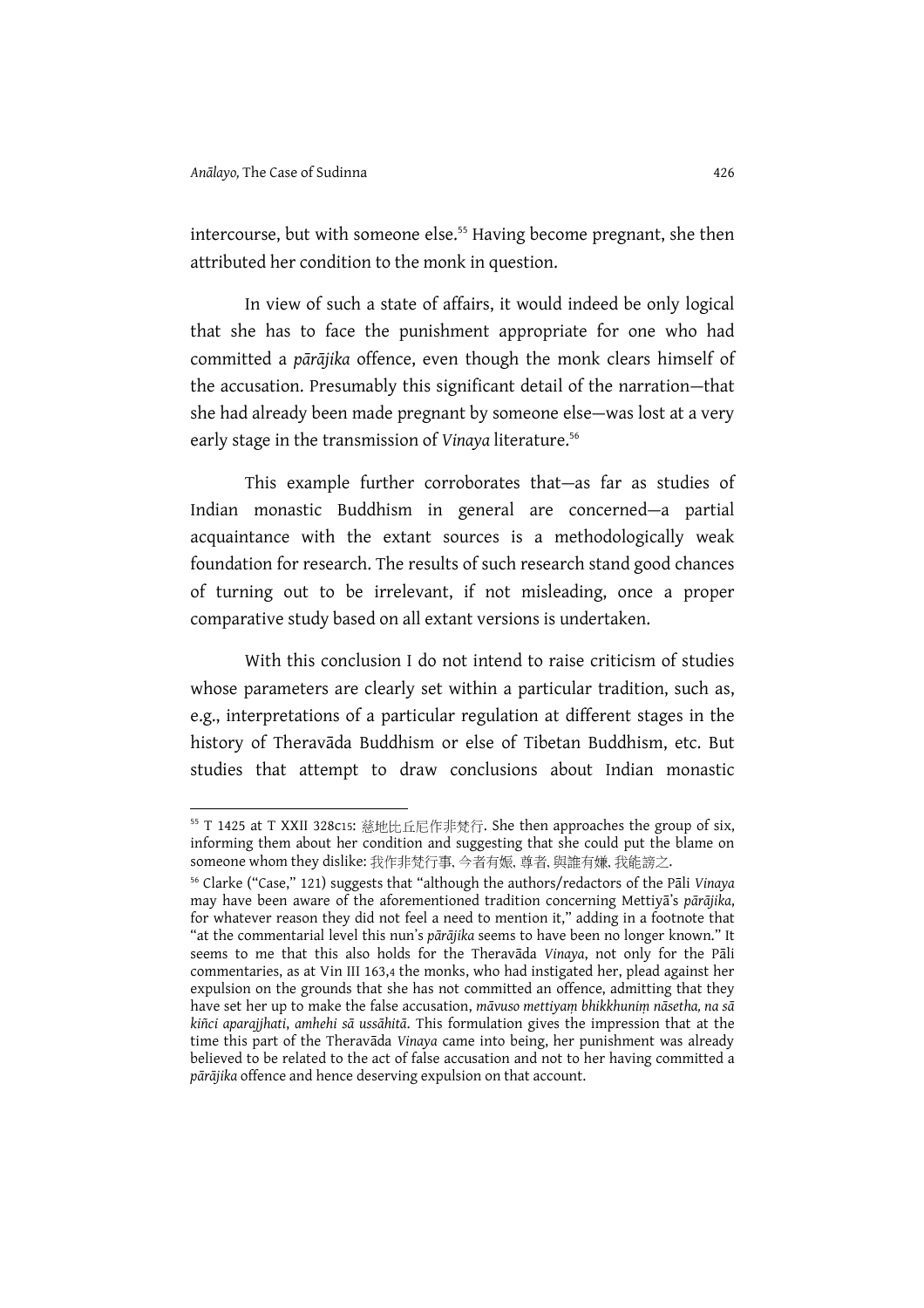intercourse, but with someone else.[55] Having become pregnant, she then attributed her condition to the monk in question.

In view of such a state of affairs, it would indeed be only logical that she has to face the punishment appropriate for one who had committed a *pārājika* offence, even though the monk clears himself of the accusation. Presumably this significant detail of the narration—that she had already been made pregnant by someone else—was lost at a very early stage in the transmission of *Vinaya* literature.[56]

This example further corroborates that—as far as studies of Indian monastic Buddhism in general are concerned—a partial acquaintance with the extant sources is a methodologically weak foundation for research. The results of such research stand good chances of turning out to be irrelevant, if not misleading, once a proper comparative study based on all extant versions is undertaken.

With this conclusion I do not intend to raise criticism of studies whose parameters are clearly set within a particular tradition, such as, e.g., interpretations of a particular regulation at different stages in the history of Theravāda Buddhism or else of Tibetan Buddhism, etc. But studies that attempt to draw conclusions about Indian monastic

---

[55] T 1425 at T XXII 328c15: 慈地比丘尼作非梵行. She then approaches the group of six, informing them about her condition and suggesting that she could put the blame on someone whom they dislike: 我作非梵行事, 今者有娠, 尊者, 與誰有嫌, 我能謗之.

[56] Clarke ("Case," 121) suggests that "although the authors/redactors of the Pāli *Vinaya* may have been aware of the aforementioned tradition concerning Mettiyā's *pārājika*, for whatever reason they did not feel a need to mention it," adding in a footnote that "at the commentarial level this nun's *pārājika* seems to have been no longer known." It seems to me that this also holds for the Theravāda *Vinaya*, not only for the Pāli commentaries, as at Vin III 163,4 the monks, who had instigated her, plead against her expulsion on the grounds that she has not committed an offence, admitting that they have set her up to make the false accusation, *māvuso mettiyaṃ bhikkhuniṃ nāsetha, na sā kiñci aparajjhati, amhehi sā ussāhitā.* This formulation gives the impression that at the time this part of the Theravāda *Vinaya* came into being, her punishment was already believed to be related to the act of false accusation and not to her having committed a *pārājika* offence and hence deserving expulsion on that account.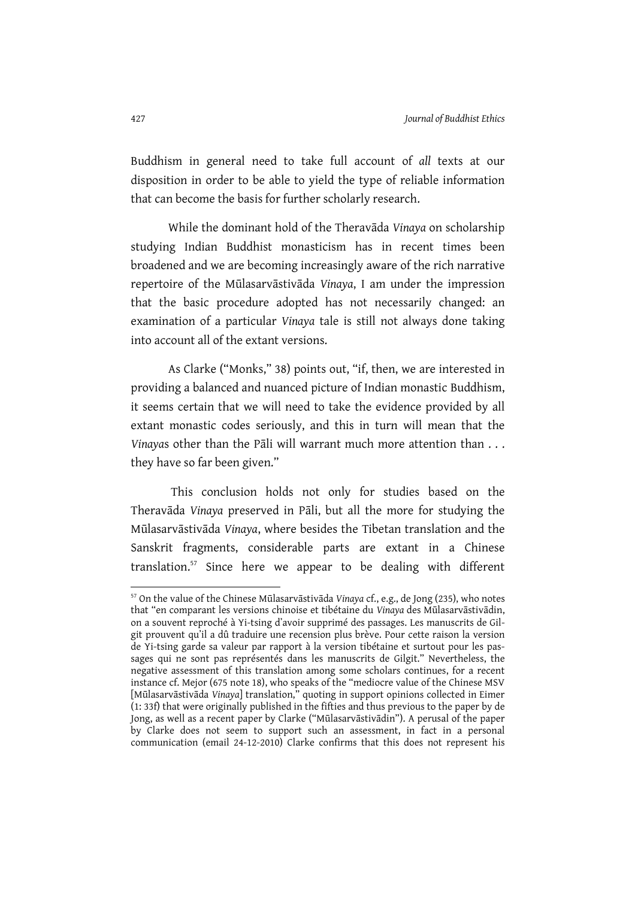Buddhism in general need to take full account of *all* texts at our disposition in order to be able to yield the type of reliable information that can become the basis for further scholarly research.

While the dominant hold of the Theravāda *Vinaya* on scholarship studying Indian Buddhist monasticism has in recent times been broadened and we are becoming increasingly aware of the rich narrative repertoire of the Mūlasarvāstivāda *Vinaya*, I am under the impression that the basic procedure adopted has not necessarily changed: an examination of a particular *Vinaya* tale is still not always done taking into account all of the extant versions.

As Clarke ("Monks," 38) points out, "if, then, we are interested in providing a balanced and nuanced picture of Indian monastic Buddhism, it seems certain that we will need to take the evidence provided by all extant monastic codes seriously, and this in turn will mean that the *Vinaya*s other than the Pāli will warrant much more attention than . . . they have so far been given."

This conclusion holds not only for studies based on the Theravāda *Vinaya* preserved in Pāli, but all the more for studying the Mūlasarvāstivāda *Vinaya*, where besides the Tibetan translation and the Sanskrit fragments, considerable parts are extant in a Chinese translation.[57] Since here we appear to be dealing with different

---

[57] On the value of the Chinese Mūlasarvāstivāda *Vinaya* cf., e.g., de Jong (235), who notes that "en comparant les versions chinoise et tibétaine du *Vinaya* des Mūlasarvāstivādin, on a souvent reproché à Yi-tsing d'avoir supprimé des passages. Les manuscrits de Gilgit prouvent qu'il a dû traduire une recension plus brève. Pour cette raison la version de Yi-tsing garde sa valeur par rapport à la version tibétaine et surtout pour les passages qui ne sont pas représentés dans les manuscrits de Gilgit." Nevertheless, the negative assessment of this translation among some scholars continues, for a recent instance cf. Mejor (675 note 18), who speaks of the "mediocre value of the Chinese MSV [Mūlasarvāstivāda *Vinaya*] translation," quoting in support opinions collected in Eimer (1: 33f) that were originally published in the fifties and thus previous to the paper by de Jong, as well as a recent paper by Clarke ("Mūlasarvāstivādin"). A perusal of the paper by Clarke does not seem to support such an assessment, in fact in a personal communication (email 24-12-2010) Clarke confirms that this does not represent his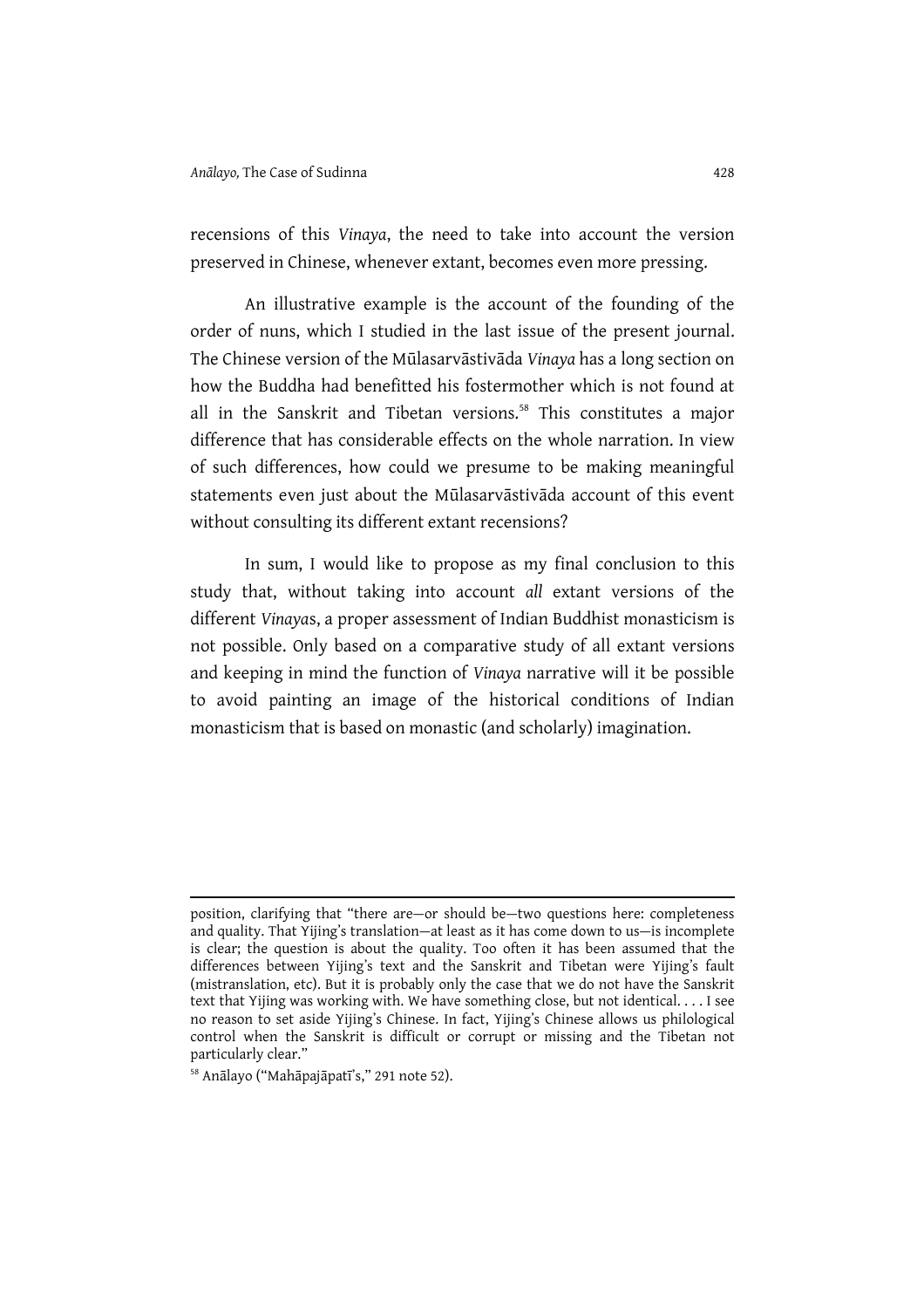recensions of this *Vinaya*, the need to take into account the version preserved in Chinese, whenever extant, becomes even more pressing.

An illustrative example is the account of the founding of the order of nuns, which I studied in the last issue of the present journal. The Chinese version of the Mūlasarvāstivāda *Vinaya* has a long section on how the Buddha had benefitted his fostermother which is not found at all in the Sanskrit and Tibetan versions.[58] This constitutes a major difference that has considerable effects on the whole narration. In view of such differences, how could we presume to be making meaningful statements even just about the Mūlasarvāstivāda account of this event without consulting its different extant recensions?

In sum, I would like to propose as my final conclusion to this study that, without taking into account *all* extant versions of the different *Vinaya*s, a proper assessment of Indian Buddhist monasticism is not possible. Only based on a comparative study of all extant versions and keeping in mind the function of *Vinaya* narrative will it be possible to avoid painting an image of the historical conditions of Indian monasticism that is based on monastic (and scholarly) imagination.

---

position, clarifying that "there are—or should be—two questions here: completeness and quality. That Yijing's translation—at least as it has come down to us—is incomplete is clear; the question is about the quality. Too often it has been assumed that the differences between Yijing's text and the Sanskrit and Tibetan were Yijing's fault (mistranslation, etc). But it is probably only the case that we do not have the Sanskrit text that Yijing was working with. We have something close, but not identical. . . . I see no reason to set aside Yijing's Chinese. In fact, Yijing's Chinese allows us philological control when the Sanskrit is difficult or corrupt or missing and the Tibetan not particularly clear."

[58] Anālayo ("Mahāpajāpatī's," 291 note 52).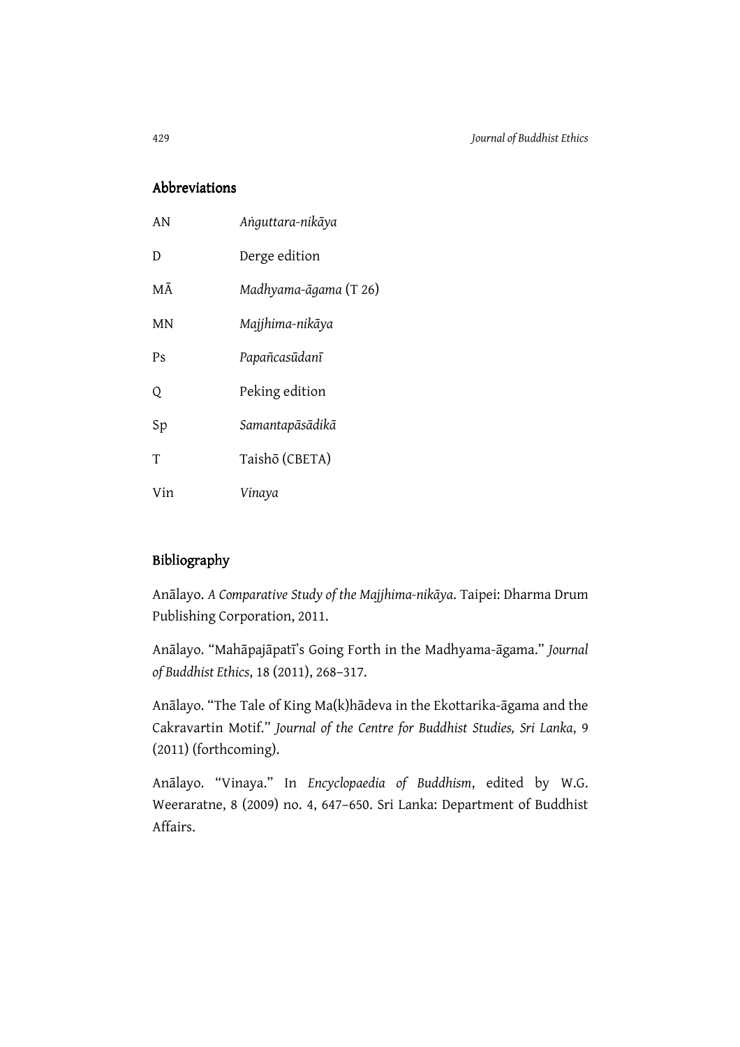## Abbreviations

| | |
|---|---|
| AN | *Aṅguttara-nikāya* |
| D | Derge edition |
| MĀ | *Madhyama-āgama* (T 26) |
| MN | *Majjhima-nikāya* |
| Ps | *Papañcasūdanī* |
| Q | Peking edition |
| Sp | *Samantapāsādikā* |
| T | Taishō (CBETA) |
| Vin | *Vinaya* |

## Bibliography

Anālayo. *A Comparative Study of the Majjhima-nikāya*. Taipei: Dharma Drum Publishing Corporation, 2011.

Anālayo. "Mahāpajāpatī's Going Forth in the Madhyama-āgama." *Journal of Buddhist Ethics*, 18 (2011), 268–317.

Anālayo. "The Tale of King Ma(k)hādeva in the Ekottarika-āgama and the Cakravartin Motif." *Journal of the Centre for Buddhist Studies, Sri Lanka*, 9 (2011) (forthcoming).

Anālayo. "Vinaya." In *Encyclopaedia of Buddhism*, edited by W.G. Weeraratne, 8 (2009) no. 4, 647–650. Sri Lanka: Department of Buddhist Affairs.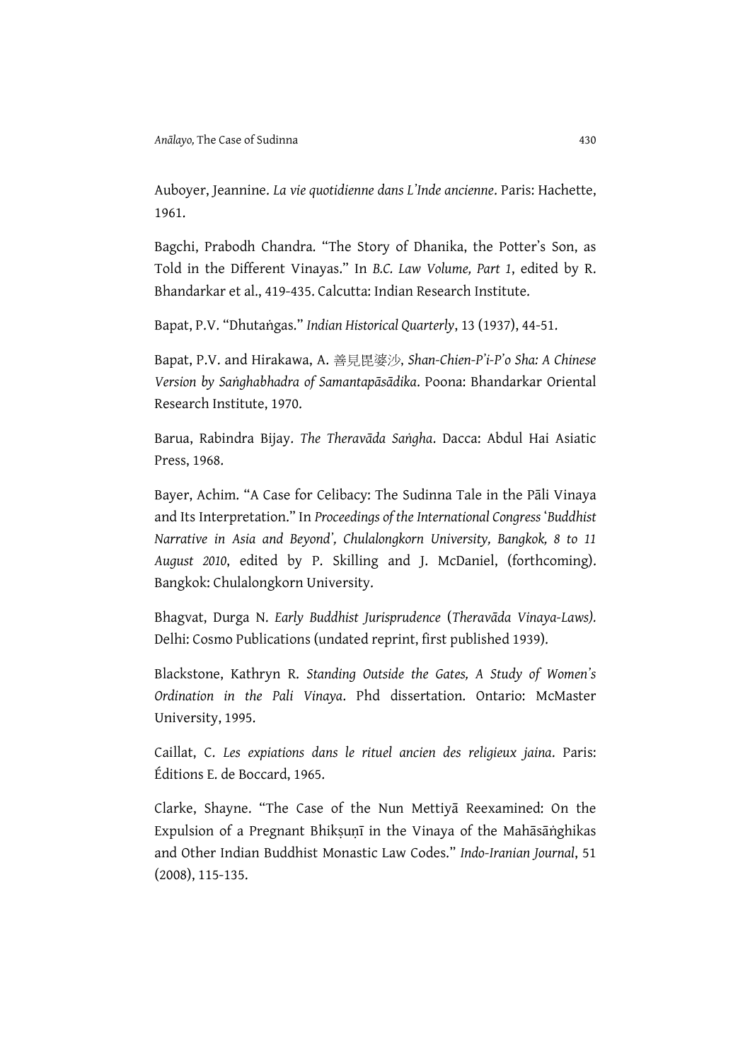Auboyer, Jeannine. *La vie quotidienne dans L'Inde ancienne*. Paris: Hachette, 1961.

Bagchi, Prabodh Chandra. "The Story of Dhanika, the Potter's Son, as Told in the Different Vinayas." In *B.C. Law Volume, Part 1*, edited by R. Bhandarkar et al., 419-435. Calcutta: Indian Research Institute.

Bapat, P.V. "Dhutaṅgas." *Indian Historical Quarterly*, 13 (1937), 44-51.

Bapat, P.V. and Hirakawa, A. 善見毘婆沙, *Shan-Chien-P'i-P'o Sha: A Chinese Version by Saṅghabhadra of Samantapāsādika*. Poona: Bhandarkar Oriental Research Institute, 1970.

Barua, Rabindra Bijay. *The Theravāda Saṅgha*. Dacca: Abdul Hai Asiatic Press, 1968.

Bayer, Achim. "A Case for Celibacy: The Sudinna Tale in the Pāli Vinaya and Its Interpretation." In *Proceedings of the International Congress 'Buddhist Narrative in Asia and Beyond', Chulalongkorn University, Bangkok, 8 to 11 August 2010*, edited by P. Skilling and J. McDaniel, (forthcoming). Bangkok: Chulalongkorn University.

Bhagvat, Durga N. *Early Buddhist Jurisprudence* (*Theravāda Vinaya-Laws).* Delhi: Cosmo Publications (undated reprint, first published 1939).

Blackstone, Kathryn R. *Standing Outside the Gates, A Study of Women's Ordination in the Pali Vinaya*. Phd dissertation. Ontario: McMaster University, 1995.

Caillat, C. *Les expiations dans le rituel ancien des religieux jaina*. Paris: Éditions E. de Boccard, 1965.

Clarke, Shayne. "The Case of the Nun Mettiyā Reexamined: On the Expulsion of a Pregnant Bhikṣuṇī in the Vinaya of the Mahāsāṅghikas and Other Indian Buddhist Monastic Law Codes." *Indo-Iranian Journal*, 51 (2008), 115-135.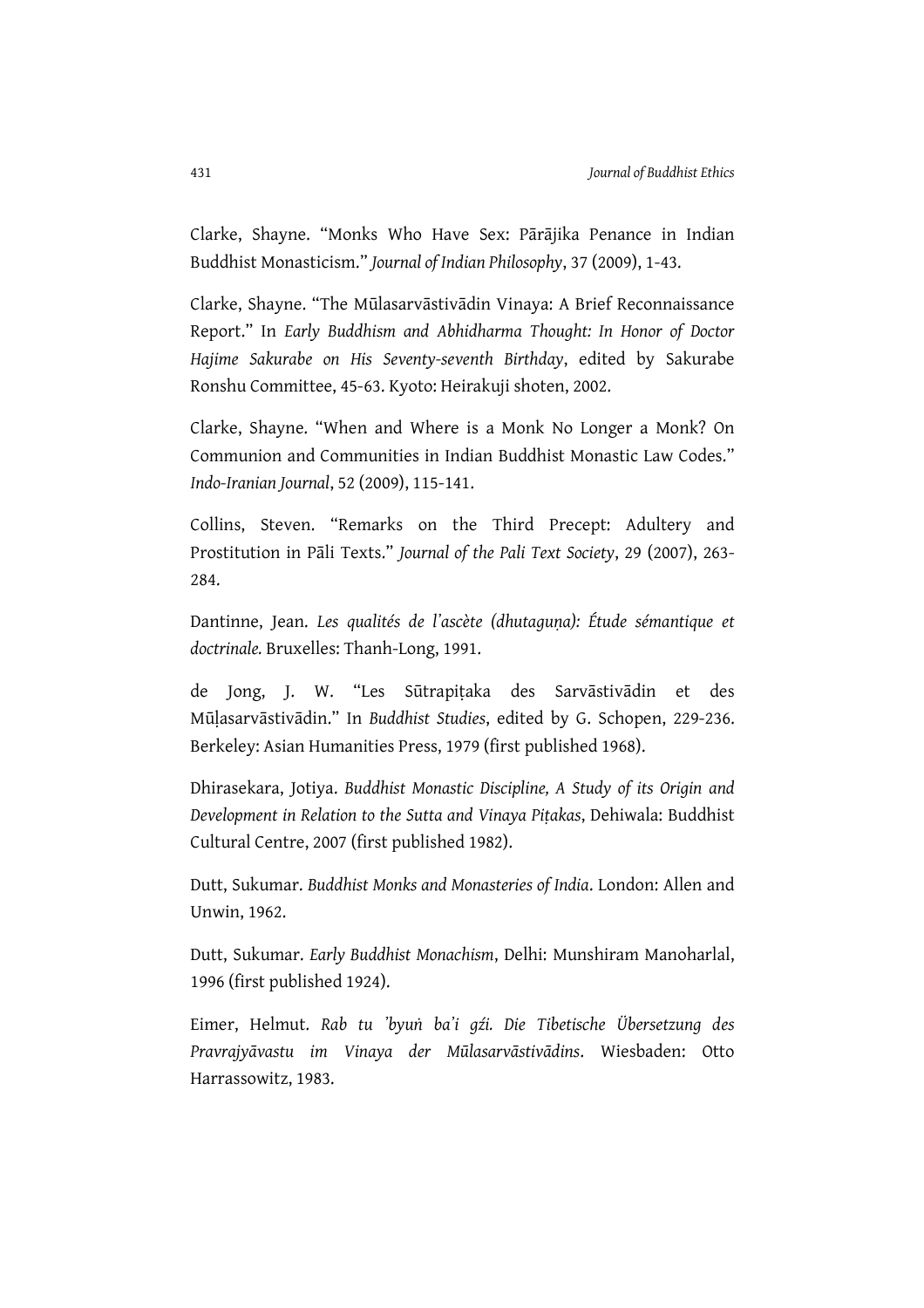Clarke, Shayne. “Monks Who Have Sex: Pārājika Penance in Indian Buddhist Monasticism.” *Journal of Indian Philosophy*, 37 (2009), 1-43.

Clarke, Shayne. “The Mūlasarvāstivādin Vinaya: A Brief Reconnaissance Report.” In *Early Buddhism and Abhidharma Thought: In Honor of Doctor Hajime Sakurabe on His Seventy-seventh Birthday*, edited by Sakurabe Ronshu Committee, 45-63. Kyoto: Heirakuji shoten, 2002.

Clarke, Shayne. “When and Where is a Monk No Longer a Monk? On Communion and Communities in Indian Buddhist Monastic Law Codes.” *Indo-Iranian Journal*, 52 (2009), 115-141.

Collins, Steven. “Remarks on the Third Precept: Adultery and Prostitution in Pāli Texts.” *Journal of the Pali Text Society*, 29 (2007), 263-284.

Dantinne, Jean. *Les qualités de l'ascète (dhutaguṇa): Étude sémantique et doctrinale.* Bruxelles: Thanh-Long, 1991.

de Jong, J. W. “Les Sūtrapiṭaka des Sarvāstivādin et des Mūḷasarvāstivādin.” In *Buddhist Studies*, edited by G. Schopen, 229-236. Berkeley: Asian Humanities Press, 1979 (first published 1968).

Dhirasekara, Jotiya. *Buddhist Monastic Discipline, A Study of its Origin and Development in Relation to the Sutta and Vinaya Piṭakas*, Dehiwala: Buddhist Cultural Centre, 2007 (first published 1982).

Dutt, Sukumar. *Buddhist Monks and Monasteries of India*. London: Allen and Unwin, 1962.

Dutt, Sukumar. *Early Buddhist Monachism*, Delhi: Munshiram Manoharlal, 1996 (first published 1924).

Eimer, Helmut. *Rab tu 'byuṅ ba'i gźi. Die Tibetische Übersetzung des Pravrajyāvastu im Vinaya der Mūlasarvāstivādins*. Wiesbaden: Otto Harrassowitz, 1983.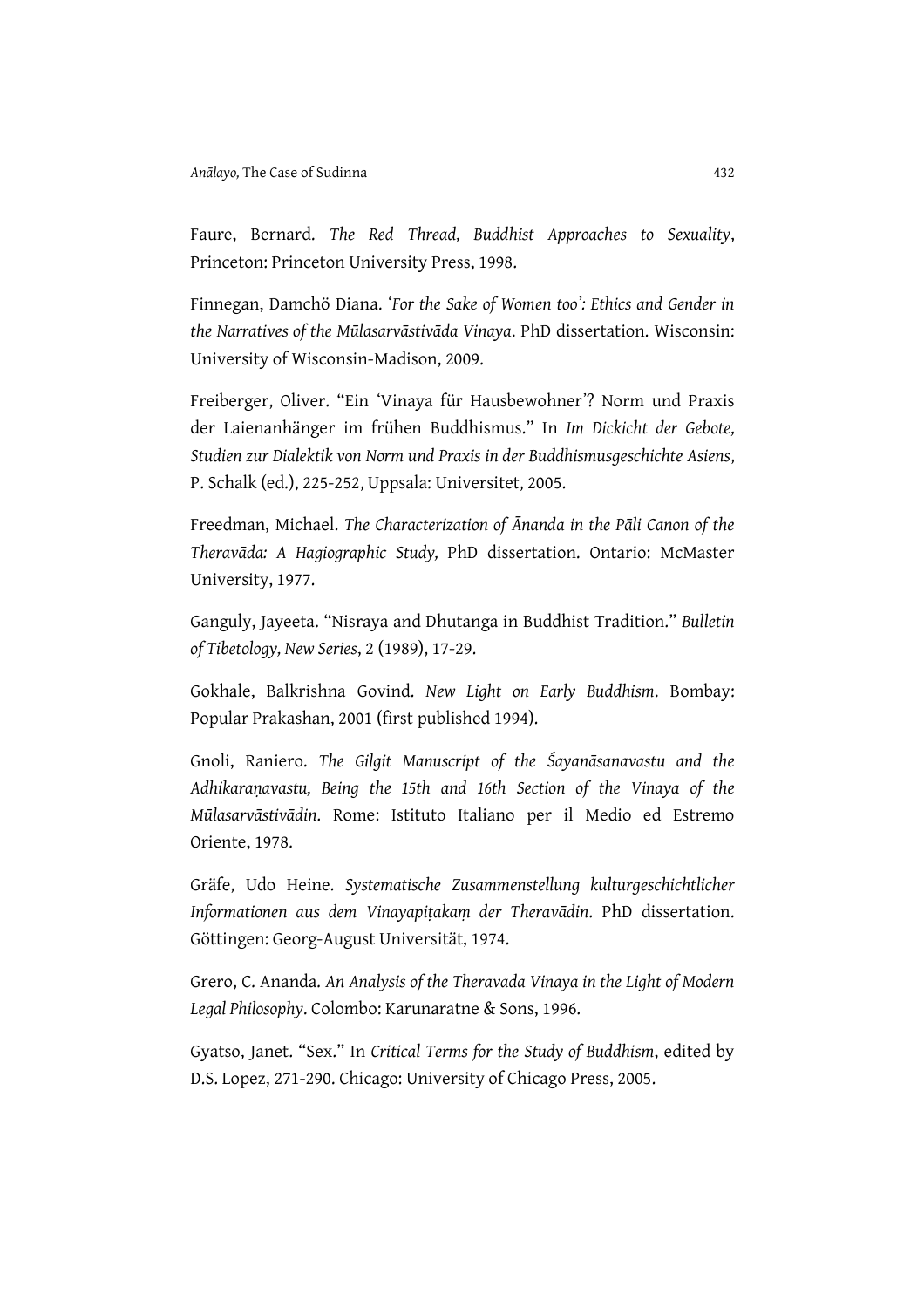Faure, Bernard. *The Red Thread, Buddhist Approaches to Sexuality*, Princeton: Princeton University Press, 1998.

Finnegan, Damchö Diana. '*For the Sake of Women too': Ethics and Gender in the Narratives of the Mūlasarvāstivāda Vinaya*. PhD dissertation. Wisconsin: University of Wisconsin-Madison, 2009.

Freiberger, Oliver. "Ein 'Vinaya für Hausbewohner'? Norm und Praxis der Laienanhänger im frühen Buddhismus." In *Im Dickicht der Gebote, Studien zur Dialektik von Norm und Praxis in der Buddhismusgeschichte Asiens*, P. Schalk (ed.), 225-252, Uppsala: Universitet, 2005.

Freedman, Michael. *The Characterization of Ānanda in the Pāli Canon of the Theravāda: A Hagiographic Study,* PhD dissertation. Ontario: McMaster University, 1977.

Ganguly, Jayeeta. "Nisraya and Dhutanga in Buddhist Tradition." *Bulletin of Tibetology, New Series*, 2 (1989), 17-29.

Gokhale, Balkrishna Govind. *New Light on Early Buddhism*. Bombay: Popular Prakashan, 2001 (first published 1994).

Gnoli, Raniero. *The Gilgit Manuscript of the Śayanāsanavastu and the Adhikaraṇavastu, Being the 15th and 16th Section of the Vinaya of the Mūlasarvāstivādin*. Rome: Istituto Italiano per il Medio ed Estremo Oriente, 1978.

Gräfe, Udo Heine. *Systematische Zusammenstellung kulturgeschichtlicher Informationen aus dem Vinayapiṭakaṃ der Theravādin*. PhD dissertation. Göttingen: Georg-August Universität, 1974.

Grero, C. Ananda. *An Analysis of the Theravada Vinaya in the Light of Modern Legal Philosophy*. Colombo: Karunaratne & Sons, 1996.

Gyatso, Janet. "Sex." In *Critical Terms for the Study of Buddhism*, edited by D.S. Lopez, 271-290. Chicago: University of Chicago Press, 2005.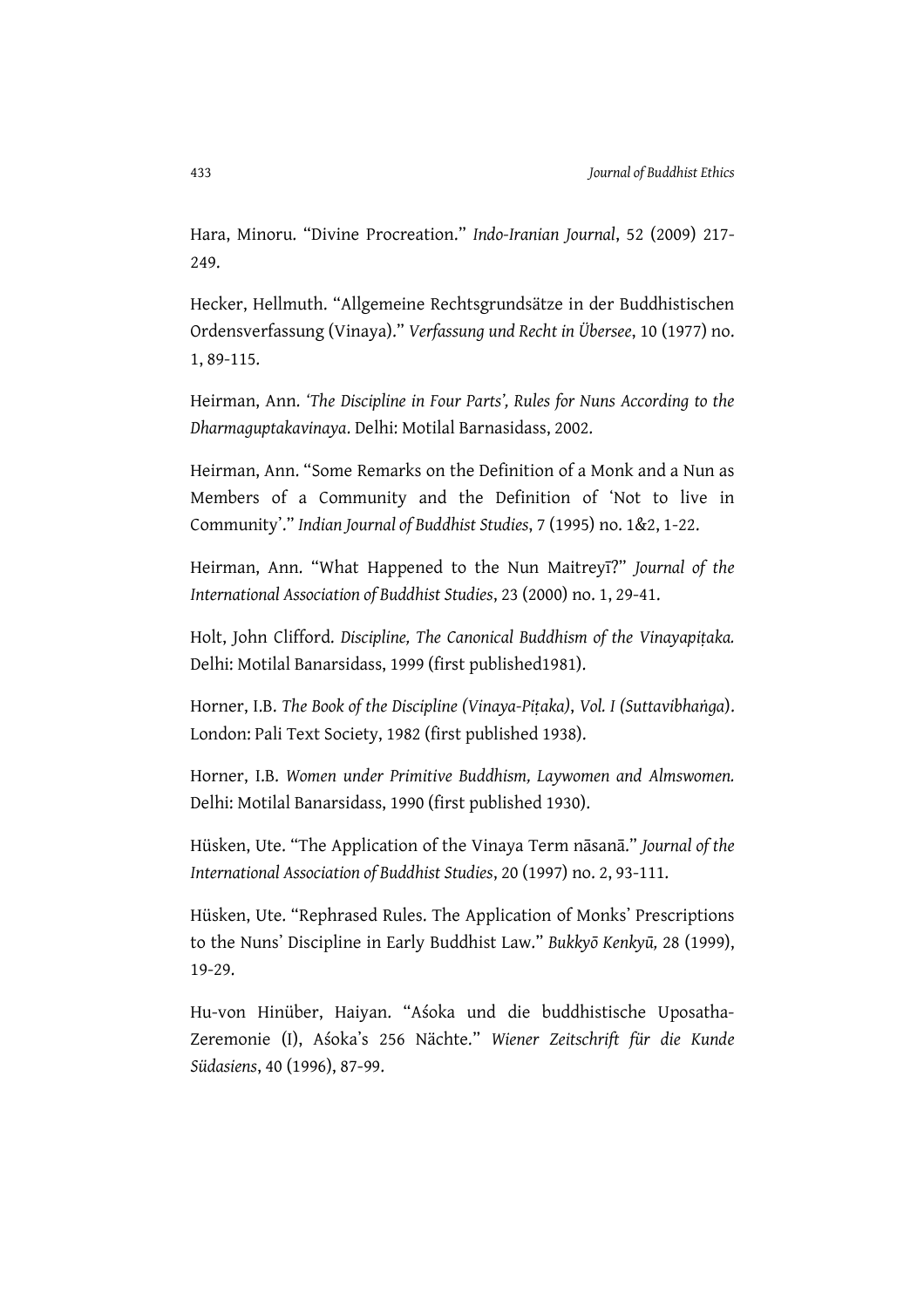Hara, Minoru. "Divine Procreation." *Indo-Iranian Journal*, 52 (2009) 217-249.

Hecker, Hellmuth. "Allgemeine Rechtsgrundsätze in der Buddhistischen Ordensverfassung (Vinaya)." *Verfassung und Recht in Übersee*, 10 (1977) no. 1, 89-115.

Heirman, Ann. *'The Discipline in Four Parts', Rules for Nuns According to the Dharmaguptakavinaya*. Delhi: Motilal Barnasidass, 2002.

Heirman, Ann. "Some Remarks on the Definition of a Monk and a Nun as Members of a Community and the Definition of 'Not to live in Community'." *Indian Journal of Buddhist Studies*, 7 (1995) no. 1&2, 1-22.

Heirman, Ann. "What Happened to the Nun Maitreyī?" *Journal of the International Association of Buddhist Studies*, 23 (2000) no. 1, 29-41.

Holt, John Clifford. *Discipline, The Canonical Buddhism of the Vinayapiṭaka.* Delhi: Motilal Banarsidass, 1999 (first published1981).

Horner, I.B. *The Book of the Discipline (Vinaya-Piṭaka), Vol. I (Suttavibhaṅga)*. London: Pali Text Society, 1982 (first published 1938).

Horner, I.B. *Women under Primitive Buddhism, Laywomen and Almswomen.* Delhi: Motilal Banarsidass, 1990 (first published 1930).

Hüsken, Ute. "The Application of the Vinaya Term nāsanā." *Journal of the International Association of Buddhist Studies*, 20 (1997) no. 2, 93-111.

Hüsken, Ute. "Rephrased Rules. The Application of Monks' Prescriptions to the Nuns' Discipline in Early Buddhist Law." *Bukkyō Kenkyū,* 28 (1999), 19-29.

Hu-von Hinüber, Haiyan. "Aśoka und die buddhistische Uposatha-Zeremonie (I), Aśoka's 256 Nächte." *Wiener Zeitschrift für die Kunde Südasiens*, 40 (1996), 87-99.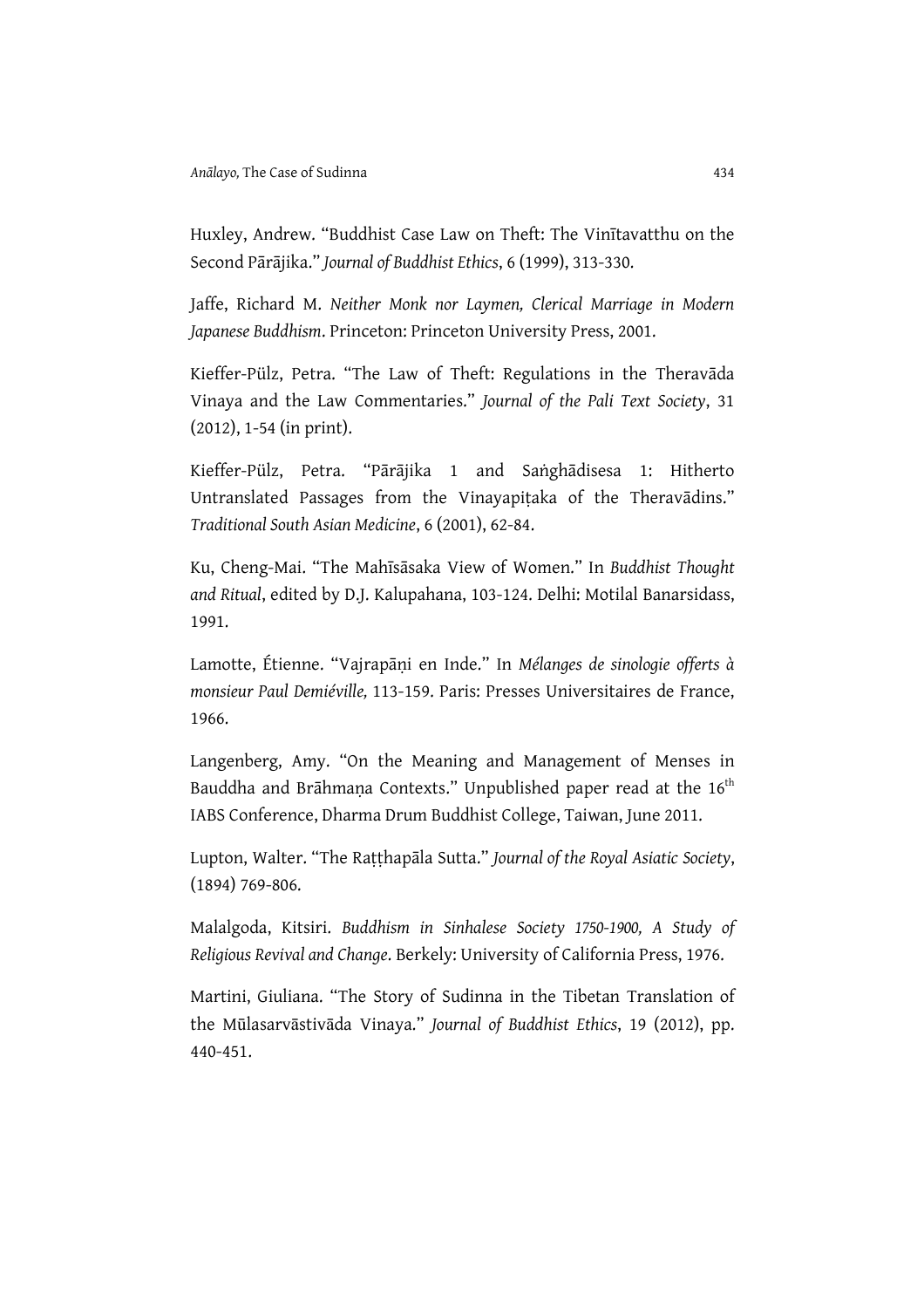Huxley, Andrew. “Buddhist Case Law on Theft: The Vinītavatthu on the Second Pārājika.” *Journal of Buddhist Ethics*, 6 (1999), 313-330.

Jaffe, Richard M. *Neither Monk nor Laymen, Clerical Marriage in Modern Japanese Buddhism*. Princeton: Princeton University Press, 2001.

Kieffer-Pülz, Petra. “The Law of Theft: Regulations in the Theravāda Vinaya and the Law Commentaries.” *Journal of the Pali Text Society*, 31 (2012), 1-54 (in print).

Kieffer-Pülz, Petra. “Pārājika 1 and Saṅghādisesa 1: Hitherto Untranslated Passages from the Vinayapiṭaka of the Theravādins.” *Traditional South Asian Medicine*, 6 (2001), 62-84.

Ku, Cheng-Mai. “The Mahīsāsaka View of Women.” In *Buddhist Thought and Ritual*, edited by D.J. Kalupahana, 103-124. Delhi: Motilal Banarsidass, 1991.

Lamotte, Étienne. “Vajrapāṇi en Inde.” In *Mélanges de sinologie offerts à monsieur Paul Demiéville,* 113-159. Paris: Presses Universitaires de France, 1966.

Langenberg, Amy. “On the Meaning and Management of Menses in Bauddha and Brāhmaṇa Contexts.” Unpublished paper read at the 16th IABS Conference, Dharma Drum Buddhist College, Taiwan, June 2011.

Lupton, Walter. “The Raṭṭhapāla Sutta.” *Journal of the Royal Asiatic Society*, (1894) 769-806.

Malalgoda, Kitsiri. *Buddhism in Sinhalese Society 1750-1900, A Study of Religious Revival and Change*. Berkely: University of California Press, 1976.

Martini, Giuliana. “The Story of Sudinna in the Tibetan Translation of the Mūlasarvāstivāda Vinaya.” *Journal of Buddhist Ethics*, 19 (2012), pp. 440-451.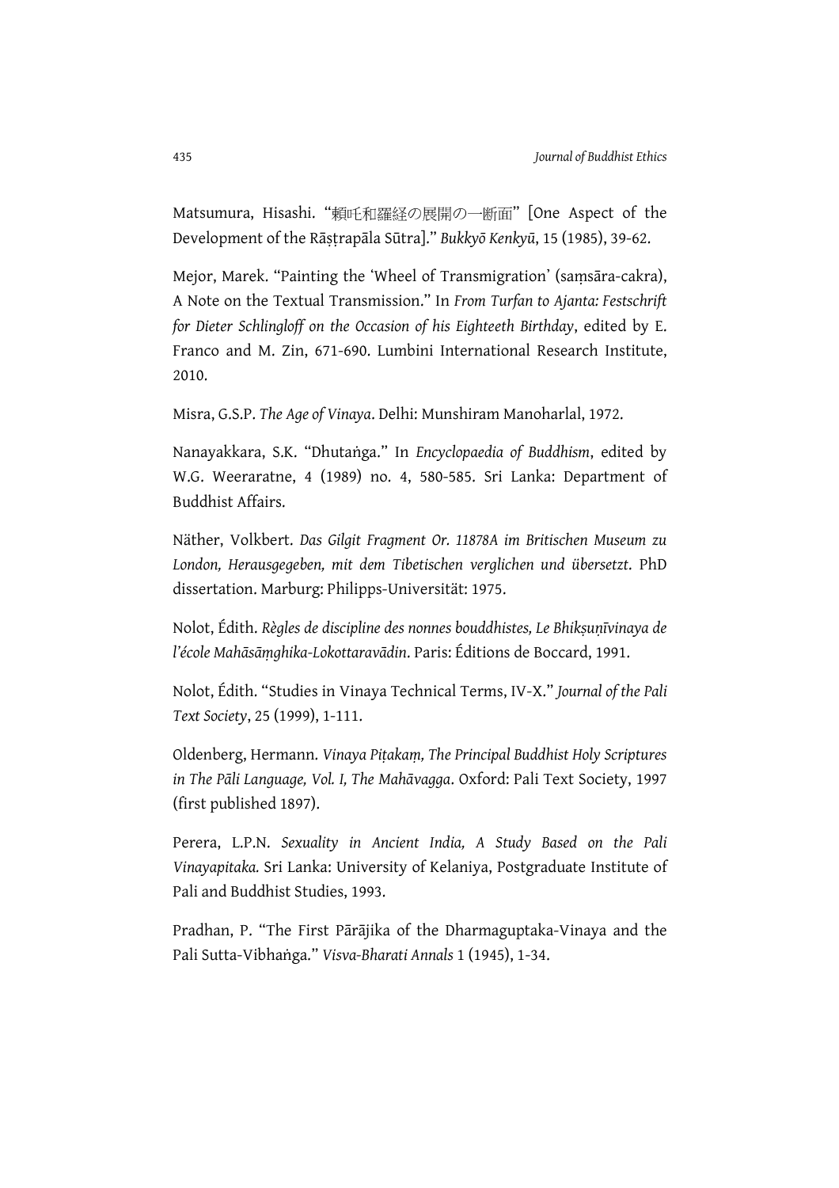Matsumura, Hisashi. “頼吒和羅経の展開の一断面” [One Aspect of the Development of the Rāṣṭrapāla Sūtra].” *Bukkyō Kenkyū*, 15 (1985), 39-62.

Mejor, Marek. “Painting the ‘Wheel of Transmigration’ (saṃsāra-cakra), A Note on the Textual Transmission.” In *From Turfan to Ajanta: Festschrift for Dieter Schlingloff on the Occasion of his Eighteeth Birthday*, edited by E. Franco and M. Zin, 671-690. Lumbini International Research Institute, 2010.

Misra, G.S.P. *The Age of Vinaya*. Delhi: Munshiram Manoharlal, 1972.

Nanayakkara, S.K. “Dhutaṅga.” In *Encyclopaedia of Buddhism*, edited by W.G. Weeraratne, 4 (1989) no. 4, 580-585. Sri Lanka: Department of Buddhist Affairs.

Näther, Volkbert. *Das Gilgit Fragment Or. 11878A im Britischen Museum zu London, Herausgegeben, mit dem Tibetischen verglichen und übersetzt*. PhD dissertation. Marburg: Philipps-Universität: 1975.

Nolot, Édith. *Règles de discipline des nonnes bouddhistes, Le Bhikṣuṇīvinaya de l'école Mahāsāṃghika-Lokottaravādin*. Paris: Éditions de Boccard, 1991.

Nolot, Édith. “Studies in Vinaya Technical Terms, IV-X.” *Journal of the Pali Text Society*, 25 (1999), 1-111.

Oldenberg, Hermann. *Vinaya Piṭakaṃ, The Principal Buddhist Holy Scriptures in The Pāli Language, Vol. I, The Mahāvagga*. Oxford: Pali Text Society, 1997 (first published 1897).

Perera, L.P.N. *Sexuality in Ancient India, A Study Based on the Pali Vinayapitaka.* Sri Lanka: University of Kelaniya, Postgraduate Institute of Pali and Buddhist Studies, 1993.

Pradhan, P. “The First Pārājika of the Dharmaguptaka-Vinaya and the Pali Sutta-Vibhaṅga.” *Visva-Bharati Annals* 1 (1945), 1-34.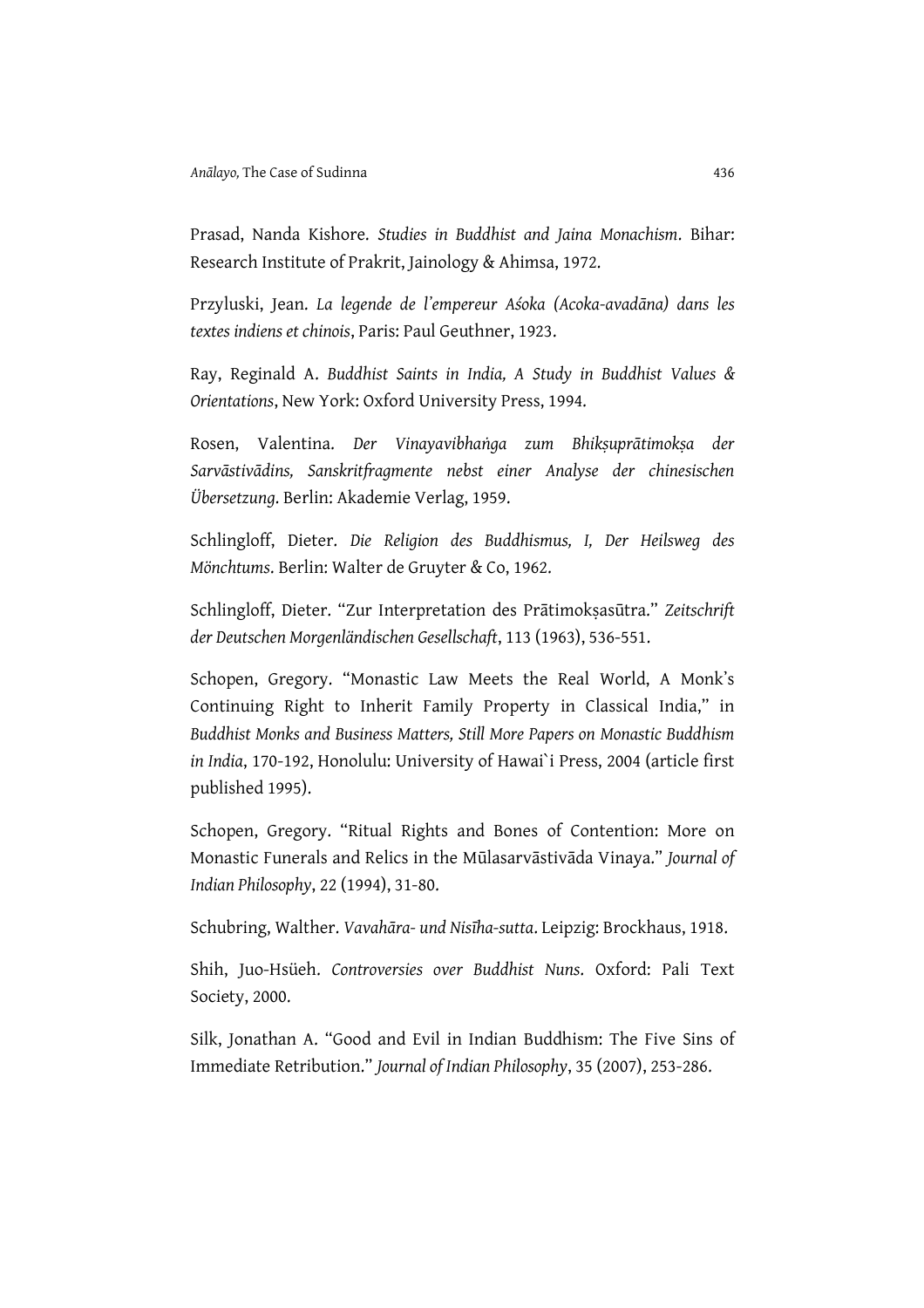Prasad, Nanda Kishore. *Studies in Buddhist and Jaina Monachism*. Bihar: Research Institute of Prakrit, Jainology & Ahimsa, 1972.

Przyluski, Jean. *La legende de l'empereur Aśoka (Acoka-avadāna) dans les textes indiens et chinois*, Paris: Paul Geuthner, 1923.

Ray, Reginald A. *Buddhist Saints in India, A Study in Buddhist Values & Orientations*, New York: Oxford University Press, 1994.

Rosen, Valentina. *Der Vinayavibhaṅga zum Bhikṣuprātimokṣa der Sarvāstivādins, Sanskritfragmente nebst einer Analyse der chinesischen Übersetzung*. Berlin: Akademie Verlag, 1959.

Schlingloff, Dieter. *Die Religion des Buddhismus, I, Der Heilsweg des Mönchtums*. Berlin: Walter de Gruyter & Co, 1962.

Schlingloff, Dieter. "Zur Interpretation des Prātimokṣasūtra." *Zeitschrift der Deutschen Morgenländischen Gesellschaft*, 113 (1963), 536-551.

Schopen, Gregory. "Monastic Law Meets the Real World, A Monk's Continuing Right to Inherit Family Property in Classical India," in *Buddhist Monks and Business Matters, Still More Papers on Monastic Buddhism in India*, 170-192, Honolulu: University of Hawai`i Press, 2004 (article first published 1995).

Schopen, Gregory. "Ritual Rights and Bones of Contention: More on Monastic Funerals and Relics in the Mūlasarvāstivāda Vinaya." *Journal of Indian Philosophy*, 22 (1994), 31-80.

Schubring, Walther. *Vavahāra- und Nisīha-sutta*. Leipzig: Brockhaus, 1918.

Shih, Juo-Hsüeh. *Controversies over Buddhist Nuns*. Oxford: Pali Text Society, 2000.

Silk, Jonathan A. "Good and Evil in Indian Buddhism: The Five Sins of Immediate Retribution." *Journal of Indian Philosophy*, 35 (2007), 253-286.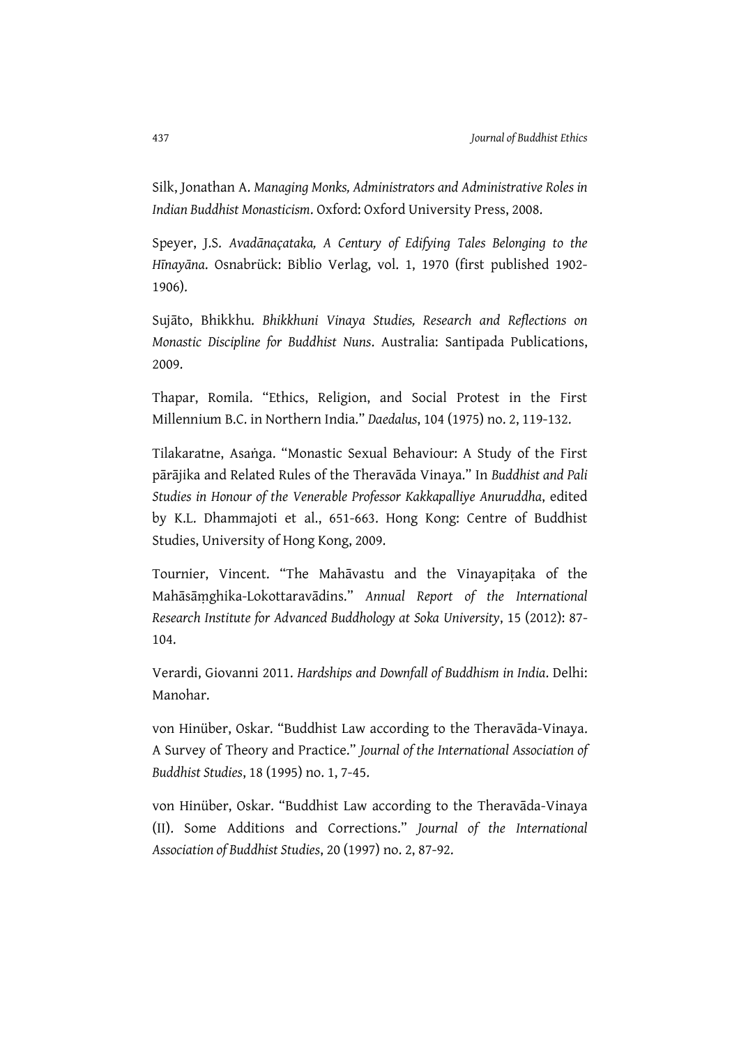Silk, Jonathan A. *Managing Monks, Administrators and Administrative Roles in Indian Buddhist Monasticism*. Oxford: Oxford University Press, 2008.

Speyer, J.S. *Avadānaçataka, A Century of Edifying Tales Belonging to the Hīnayāna*. Osnabrück: Biblio Verlag, vol. 1, 1970 (first published 1902-1906).

Sujāto, Bhikkhu. *Bhikkhuni Vinaya Studies, Research and Reflections on Monastic Discipline for Buddhist Nuns*. Australia: Santipada Publications, 2009.

Thapar, Romila. "Ethics, Religion, and Social Protest in the First Millennium B.C. in Northern India." *Daedalus*, 104 (1975) no. 2, 119-132.

Tilakaratne, Asaṅga. "Monastic Sexual Behaviour: A Study of the First pārājika and Related Rules of the Theravāda Vinaya." In *Buddhist and Pali Studies in Honour of the Venerable Professor Kakkapalliye Anuruddha*, edited by K.L. Dhammajoti et al., 651-663. Hong Kong: Centre of Buddhist Studies, University of Hong Kong, 2009.

Tournier, Vincent. "The Mahāvastu and the Vinayapiṭaka of the Mahāsāṃghika-Lokottaravādins." *Annual Report of the International Research Institute for Advanced Buddhology at Soka University*, 15 (2012): 87-104.

Verardi, Giovanni 2011. *Hardships and Downfall of Buddhism in India*. Delhi: Manohar.

von Hinüber, Oskar. "Buddhist Law according to the Theravāda-Vinaya. A Survey of Theory and Practice." *Journal of the International Association of Buddhist Studies*, 18 (1995) no. 1, 7-45.

von Hinüber, Oskar. "Buddhist Law according to the Theravāda-Vinaya (II). Some Additions and Corrections." *Journal of the International Association of Buddhist Studies*, 20 (1997) no. 2, 87-92.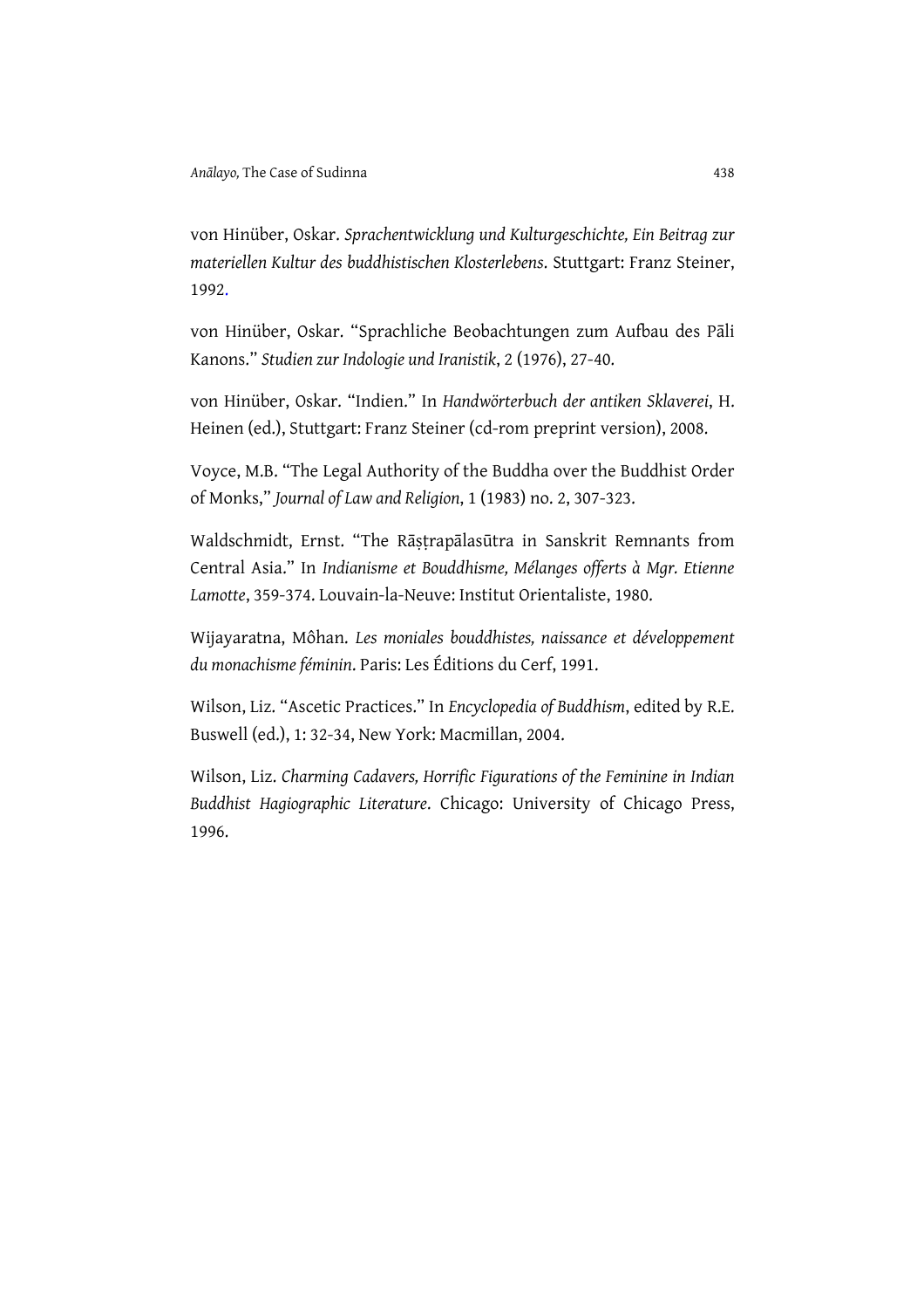von Hinüber, Oskar. *Sprachentwicklung und Kulturgeschichte, Ein Beitrag zur materiellen Kultur des buddhistischen Klosterlebens*. Stuttgart: Franz Steiner, 1992.

von Hinüber, Oskar. "Sprachliche Beobachtungen zum Aufbau des Pāli Kanons." *Studien zur Indologie und Iranistik*, 2 (1976), 27-40.

von Hinüber, Oskar. "Indien." In *Handwörterbuch der antiken Sklaverei*, H. Heinen (ed.), Stuttgart: Franz Steiner (cd-rom preprint version), 2008.

Voyce, M.B. "The Legal Authority of the Buddha over the Buddhist Order of Monks," *Journal of Law and Religion*, 1 (1983) no. 2, 307-323.

Waldschmidt, Ernst. "The Rāṣṭrapālasūtra in Sanskrit Remnants from Central Asia." In *Indianisme et Bouddhisme, Mélanges offerts à Mgr. Etienne Lamotte*, 359-374. Louvain-la-Neuve: Institut Orientaliste, 1980.

Wijayaratna, Môhan. *Les moniales bouddhistes, naissance et développement du monachisme féminin*. Paris: Les Éditions du Cerf, 1991.

Wilson, Liz. "Ascetic Practices." In *Encyclopedia of Buddhism*, edited by R.E. Buswell (ed.), 1: 32-34, New York: Macmillan, 2004.

Wilson, Liz. *Charming Cadavers, Horrific Figurations of the Feminine in Indian Buddhist Hagiographic Literature*. Chicago: University of Chicago Press, 1996.